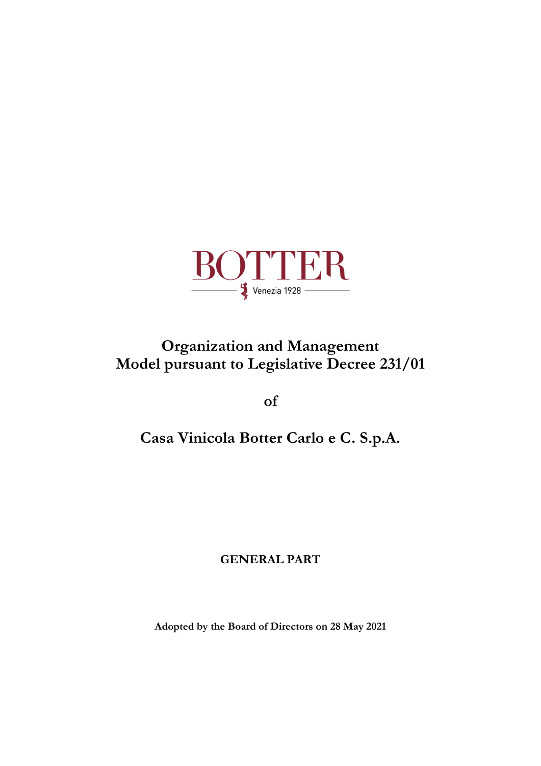BOTTER

Venezia 1928

# Organization and Management Model pursuant to Legislative Decree 231/01

of

# Casa Vinicola Botter Carlo e C. S.p.A.

**GENERAL PART**

**Adopted by the Board of Directors on 28 May 2021**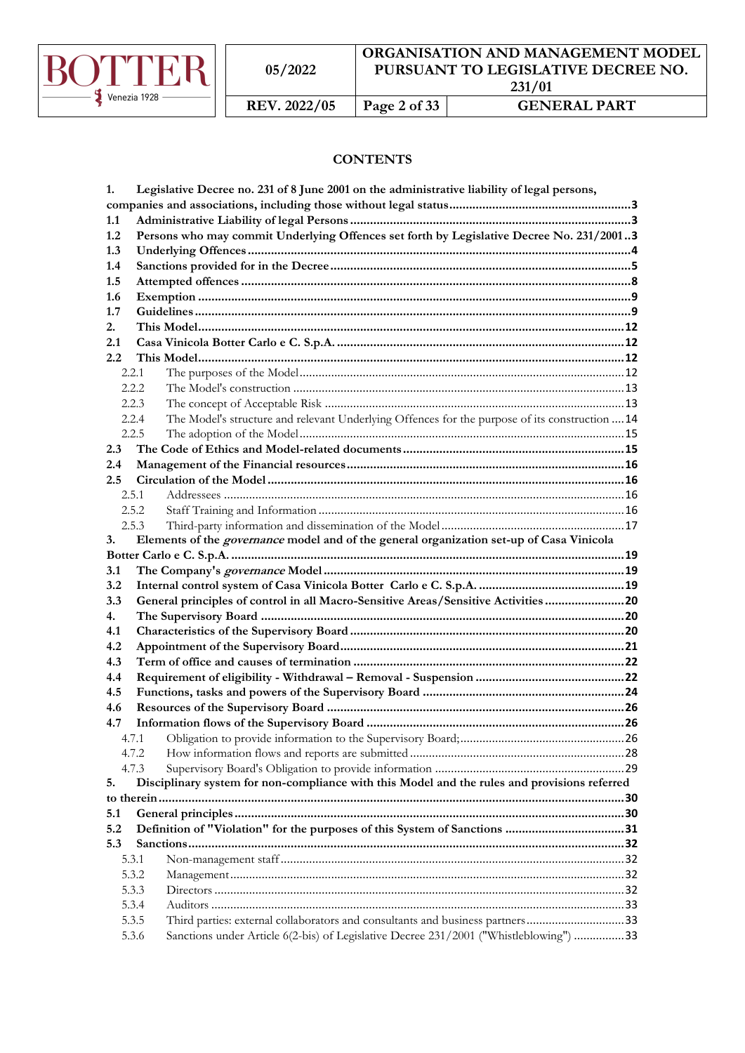**CONTENTS**

**1. Legislative Decree no. 231 of 8 June 2001 on the administrative liability of legal persons, companies and associations, including those without legal status ...... 3**

**1.1 Administrative Liability of legal Persons ...... 3**

**1.2 Persons who may commit Underlying Offences set forth by Legislative Decree No. 231/2001 .. 3**

**1.3 Underlying Offences ...... 4**

**1.4 Sanctions provided for in the Decree ...... 5**

**1.5 Attempted offences ...... 8**

**1.6 Exemption ...... 9**

**1.7 Guidelines ...... 9**

**2. This Model ...... 12**

**2.1 Casa Vinicola Botter Carlo e C. S.p.A. ...... 12**

**2.2 This Model ...... 12**

2.2.1 The purposes of the Model ...... 12

2.2.2 The Model's construction ...... 13

2.2.3 The concept of Acceptable Risk ...... 13

2.2.4 The Model's structure and relevant Underlying Offences for the purpose of its construction ...... 14

2.2.5 The adoption of the Model ...... 15

**2.3 The Code of Ethics and Model-related documents ...... 15**

**2.4 Management of the Financial resources ...... 16**

**2.5 Circulation of the Model ...... 16**

2.5.1 Addressees ...... 16

2.5.2 Staff Training and Information ...... 16

2.5.3 Third-party information and dissemination of the Model ...... 17

**3. Elements of the *governance* model and of the general organization set-up of Casa Vinicola Botter Carlo e C. S.p.A. ...... 19**

**3.1 The Company's *governance* Model ...... 19**

**3.2 Internal control system of Casa Vinicola Botter Carlo e C. S.p.A. ...... 19**

**3.3 General principles of control in all Macro-Sensitive Areas/Sensitive Activities ...... 20**

**4. The Supervisory Board ...... 20**

**4.1 Characteristics of the Supervisory Board ...... 20**

**4.2 Appointment of the Supervisory Board ...... 21**

**4.3 Term of office and causes of termination ...... 22**

**4.4 Requirement of eligibility - Withdrawal – Removal - Suspension ...... 22**

**4.5 Functions, tasks and powers of the Supervisory Board ...... 24**

**4.6 Resources of the Supervisory Board ...... 26**

**4.7 Information flows of the Supervisory Board ...... 26**

4.7.1 Obligation to provide information to the Supervisory Board; ...... 26

4.7.2 How information flows and reports are submitted ...... 28

4.7.3 Supervisory Board's Obligation to provide information ...... 29

**5. Disciplinary system for non-compliance with this Model and the rules and provisions referred to therein ...... 30**

**5.1 General principles ...... 30**

**5.2 Definition of "Violation" for the purposes of this System of Sanctions ...... 31**

**5.3 Sanctions ...... 32**

5.3.1 Non-management staff ...... 32

5.3.2 Management ...... 32

5.3.3 Directors ...... 32

5.3.4 Auditors ...... 33

5.3.5 Third parties: external collaborators and consultants and business partners ...... 33

5.3.6 Sanctions under Article 6(2-bis) of Legislative Decree 231/2001 ("Whistleblowing") ...... 33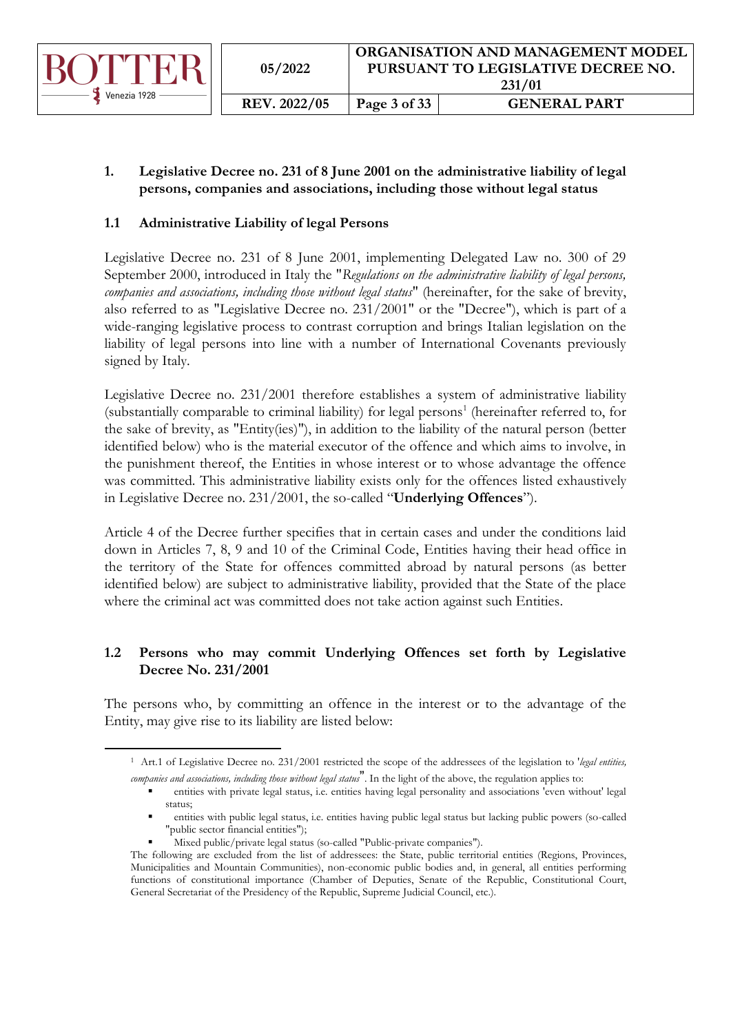# 1. Legislative Decree no. 231 of 8 June 2001 on the administrative liability of legal persons, companies and associations, including those without legal status

## 1.1 Administrative Liability of legal Persons

Legislative Decree no. 231 of 8 June 2001, implementing Delegated Law no. 300 of 29 September 2000, introduced in Italy the "*Regulations on the administrative liability of legal persons, companies and associations, including those without legal status*" (hereinafter, for the sake of brevity, also referred to as "Legislative Decree no. 231/2001" or the "Decree"), which is part of a wide-ranging legislative process to contrast corruption and brings Italian legislation on the liability of legal persons into line with a number of International Covenants previously signed by Italy.

Legislative Decree no. 231/2001 therefore establishes a system of administrative liability (substantially comparable to criminal liability) for legal persons[1] (hereinafter referred to, for the sake of brevity, as "Entity(ies)"), in addition to the liability of the natural person (better identified below) who is the material executor of the offence and which aims to involve, in the punishment thereof, the Entities in whose interest or to whose advantage the offence was committed. This administrative liability exists only for the offences listed exhaustively in Legislative Decree no. 231/2001, the so-called "**Underlying Offences**").

Article 4 of the Decree further specifies that in certain cases and under the conditions laid down in Articles 7, 8, 9 and 10 of the Criminal Code, Entities having their head office in the territory of the State for offences committed abroad by natural persons (as better identified below) are subject to administrative liability, provided that the State of the place where the criminal act was committed does not take action against such Entities.

## 1.2 Persons who may commit Underlying Offences set forth by Legislative Decree No. 231/2001

The persons who, by committing an offence in the interest or to the advantage of the Entity, may give rise to its liability are listed below:

---

[1] Art.1 of Legislative Decree no. 231/2001 restricted the scope of the addressees of the legislation to '*legal entities, companies and associations, including those without legal status*". In the light of the above, the regulation applies to:

- entities with private legal status, i.e. entities having legal personality and associations 'even without' legal status;
- entities with public legal status, i.e. entities having public legal status but lacking public powers (so-called "public sector financial entities");
- Mixed public/private legal status (so-called "Public-private companies").

The following are excluded from the list of addressees: the State, public territorial entities (Regions, Provinces, Municipalities and Mountain Communities), non-economic public bodies and, in general, all entities performing functions of constitutional importance (Chamber of Deputies, Senate of the Republic, Constitutional Court, General Secretariat of the Presidency of the Republic, Supreme Judicial Council, etc.).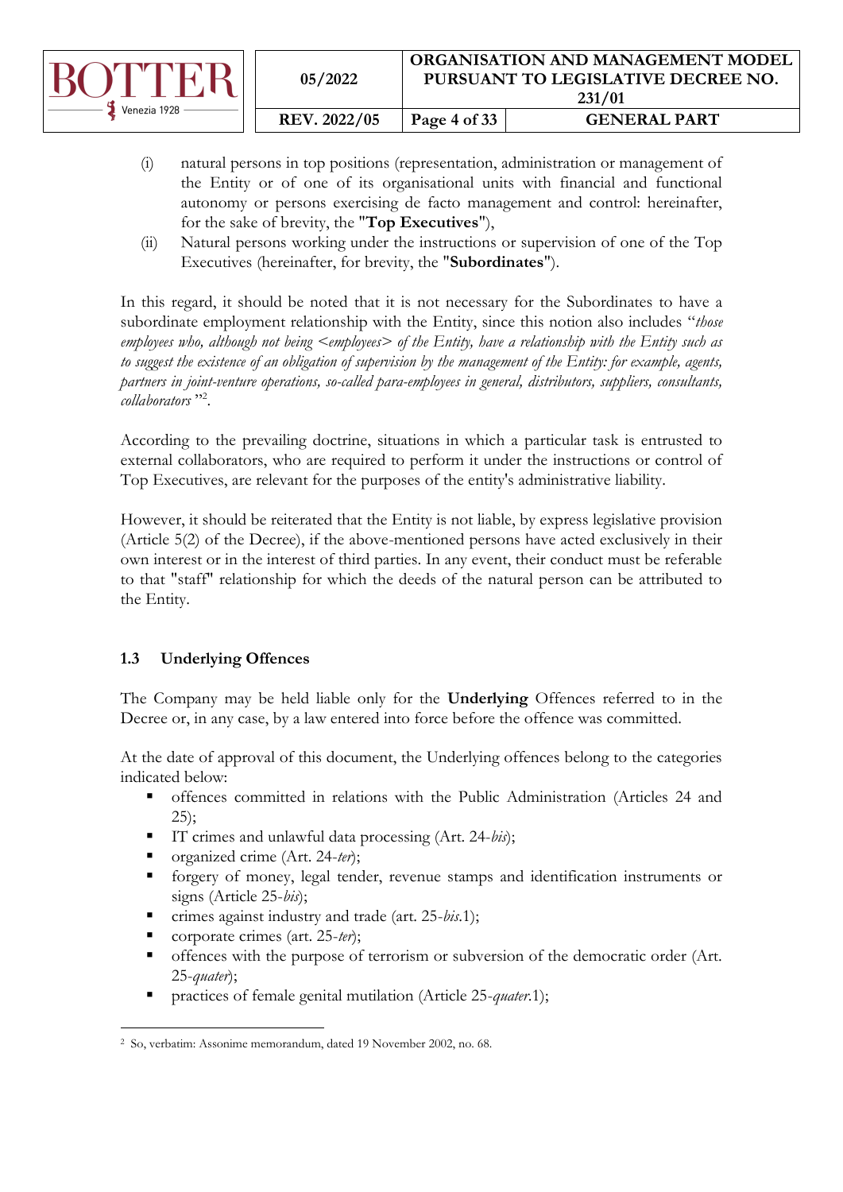(i) natural persons in top positions (representation, administration or management of the Entity or of one of its organisational units with financial and functional autonomy or persons exercising de facto management and control: hereinafter, for the sake of brevity, the "**Top Executives**"),

(ii) Natural persons working under the instructions or supervision of one of the Top Executives (hereinafter, for brevity, the "**Subordinates**").

In this regard, it should be noted that it is not necessary for the Subordinates to have a subordinate employment relationship with the Entity, since this notion also includes "*those employees who, although not being <employees> of the Entity, have a relationship with the Entity such as to suggest the existence of an obligation of supervision by the management of the Entity: for example, agents, partners in joint-venture operations, so-called para-employees in general, distributors, suppliers, consultants, collaborators*"[2].

According to the prevailing doctrine, situations in which a particular task is entrusted to external collaborators, who are required to perform it under the instructions or control of Top Executives, are relevant for the purposes of the entity's administrative liability.

However, it should be reiterated that the Entity is not liable, by express legislative provision (Article 5(2) of the Decree), if the above-mentioned persons have acted exclusively in their own interest or in the interest of third parties. In any event, their conduct must be referable to that "staff" relationship for which the deeds of the natural person can be attributed to the Entity.

### 1.3 Underlying Offences

The Company may be held liable only for the **Underlying** Offences referred to in the Decree or, in any case, by a law entered into force before the offence was committed.

At the date of approval of this document, the Underlying offences belong to the categories indicated below:

- offences committed in relations with the Public Administration (Articles 24 and 25);
- IT crimes and unlawful data processing (Art. 24-*bis*);
- organized crime (Art. 24-*ter*);
- forgery of money, legal tender, revenue stamps and identification instruments or signs (Article 25-*bis*);
- crimes against industry and trade (art. 25-*bis*.1);
- corporate crimes (art. 25-*ter*);
- offences with the purpose of terrorism or subversion of the democratic order (Art. 25-*quater*);
- practices of female genital mutilation (Article 25-*quater*.1);

[2] So, verbatim: Assonime memorandum, dated 19 November 2002, no. 68.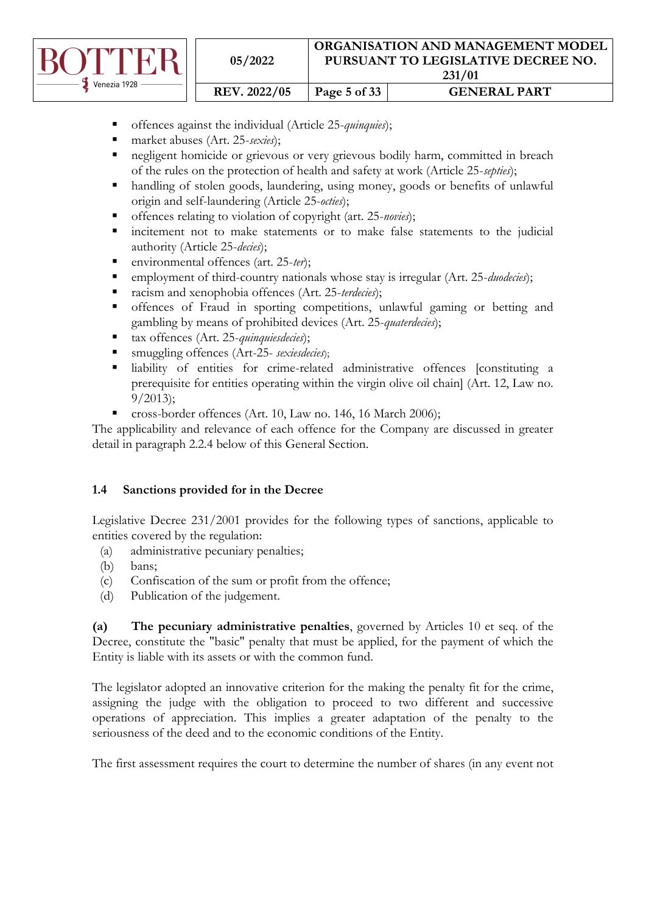- offences against the individual (Article 25-*quinquies*);
- market abuses (Art. 25-*sexies*);
- negligent homicide or grievous or very grievous bodily harm, committed in breach of the rules on the protection of health and safety at work (Article 25-*septies*);
- handling of stolen goods, laundering, using money, goods or benefits of unlawful origin and self-laundering (Article 25-*octies*);
- offences relating to violation of copyright (art. 25-*novies*);
- incitement not to make statements or to make false statements to the judicial authority (Article 25-*decies*);
- environmental offences (art. 25-*ter*);
- employment of third-country nationals whose stay is irregular (Art. 25-*duodecies*);
- racism and xenophobia offences (Art. 25-*terdecies*);
- offences of Fraud in sporting competitions, unlawful gaming or betting and gambling by means of prohibited devices (Art. 25-*quaterdecies*);
- tax offences (Art. 25-*quinquiesdecies*);
- smuggling offences (Art-25- *sexiesdecies*);
- liability of entities for crime-related administrative offences [constituting a prerequisite for entities operating within the virgin olive oil chain] (Art. 12, Law no. 9/2013);
- cross-border offences (Art. 10, Law no. 146, 16 March 2006);

The applicability and relevance of each offence for the Company are discussed in greater detail in paragraph 2.2.4 below of this General Section.

## 1.4 Sanctions provided for in the Decree

Legislative Decree 231/2001 provides for the following types of sanctions, applicable to entities covered by the regulation:

(a) administrative pecuniary penalties;
(b) bans;
(c) Confiscation of the sum or profit from the offence;
(d) Publication of the judgement.

**(a) The pecuniary administrative penalties**, governed by Articles 10 et seq. of the Decree, constitute the "basic" penalty that must be applied, for the payment of which the Entity is liable with its assets or with the common fund.

The legislator adopted an innovative criterion for the making the penalty fit for the crime, assigning the judge with the obligation to proceed to two different and successive operations of appreciation. This implies a greater adaptation of the penalty to the seriousness of the deed and to the economic conditions of the Entity.

The first assessment requires the court to determine the number of shares (in any event not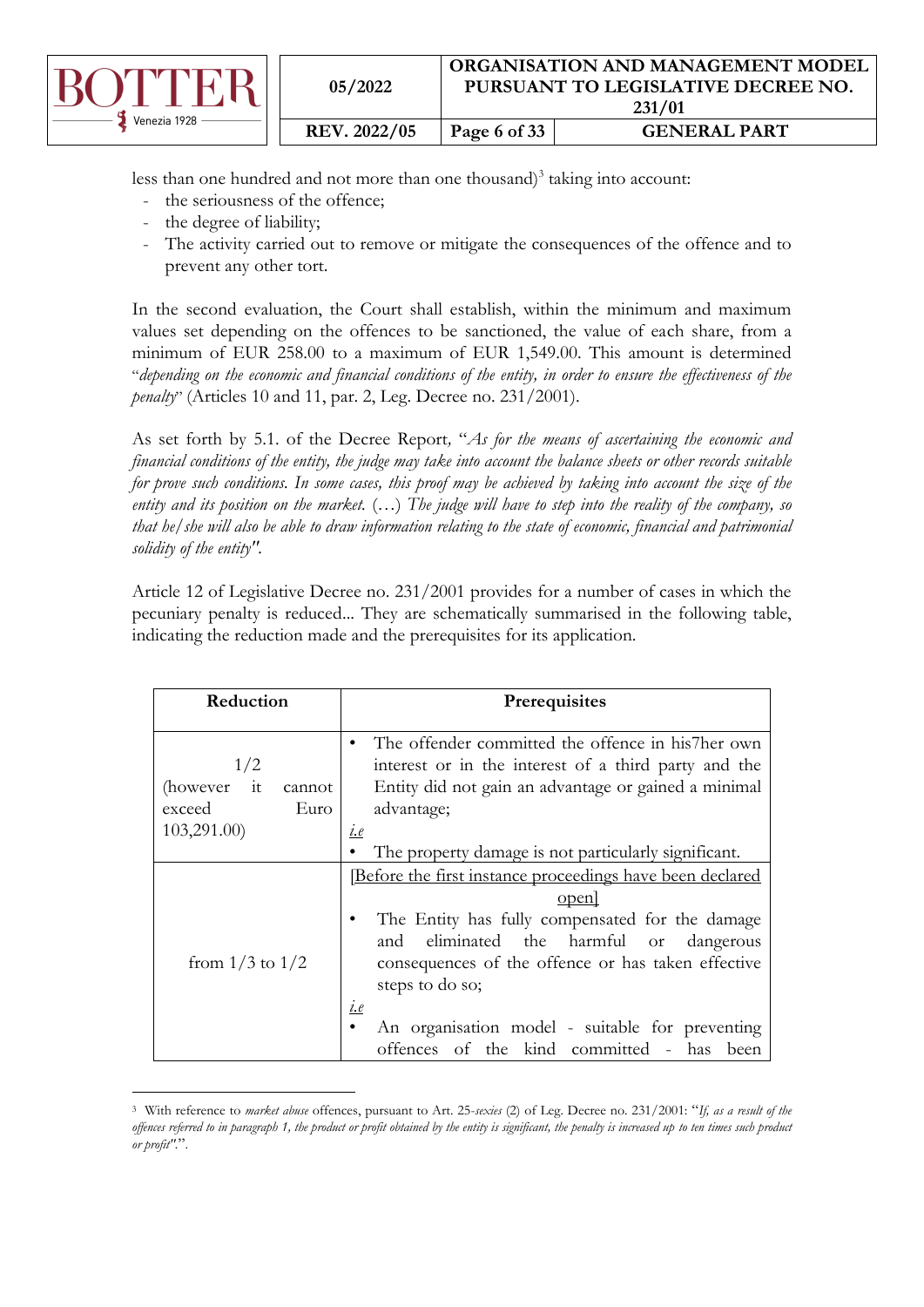less than one hundred and not more than one thousand)[3] taking into account:

- the seriousness of the offence;
- the degree of liability;
- The activity carried out to remove or mitigate the consequences of the offence and to prevent any other tort.

In the second evaluation, the Court shall establish, within the minimum and maximum values set depending on the offences to be sanctioned, the value of each share, from a minimum of EUR 258.00 to a maximum of EUR 1,549.00. This amount is determined "*depending on the economic and financial conditions of the entity, in order to ensure the effectiveness of the penalty*" (Articles 10 and 11, par. 2, Leg. Decree no. 231/2001).

As set forth by 5.1. of the Decree Report, "*As for the means of ascertaining the economic and financial conditions of the entity, the judge may take into account the balance sheets or other records suitable for prove such conditions. In some cases, this proof may be achieved by taking into account the size of the entity and its position on the market.* (…) *The judge will have to step into the reality of the company, so that he/she will also be able to draw information relating to the state of economic, financial and patrimonial solidity of the entity*".

Article 12 of Legislative Decree no. 231/2001 provides for a number of cases in which the pecuniary penalty is reduced... They are schematically summarised in the following table, indicating the reduction made and the prerequisites for its application.

| Reduction | Prerequisites |
|---|---|
| 1/2 (however it cannot exceed Euro 103,291.00) | • The offender committed the offence in his7her own interest or in the interest of a third party and the Entity did not gain an advantage or gained a minimal advantage; <u>*i.e*</u> • The property damage is not particularly significant. |
| from 1/3 to 1/2 | <u>[Before the first instance proceedings have been declared open]</u> • The Entity has fully compensated for the damage and eliminated the harmful or dangerous consequences of the offence or has taken effective steps to do so; <u>*i.e*</u> • An organisation model - suitable for preventing offences of the kind committed - has been |

[3] With reference to *market abuse* offences, pursuant to Art. 25-*sexies* (2) of Leg. Decree no. 231/2001: "*If, as a result of the offences referred to in paragraph 1, the product or profit obtained by the entity is significant, the penalty is increased up to ten times such product or profit*".".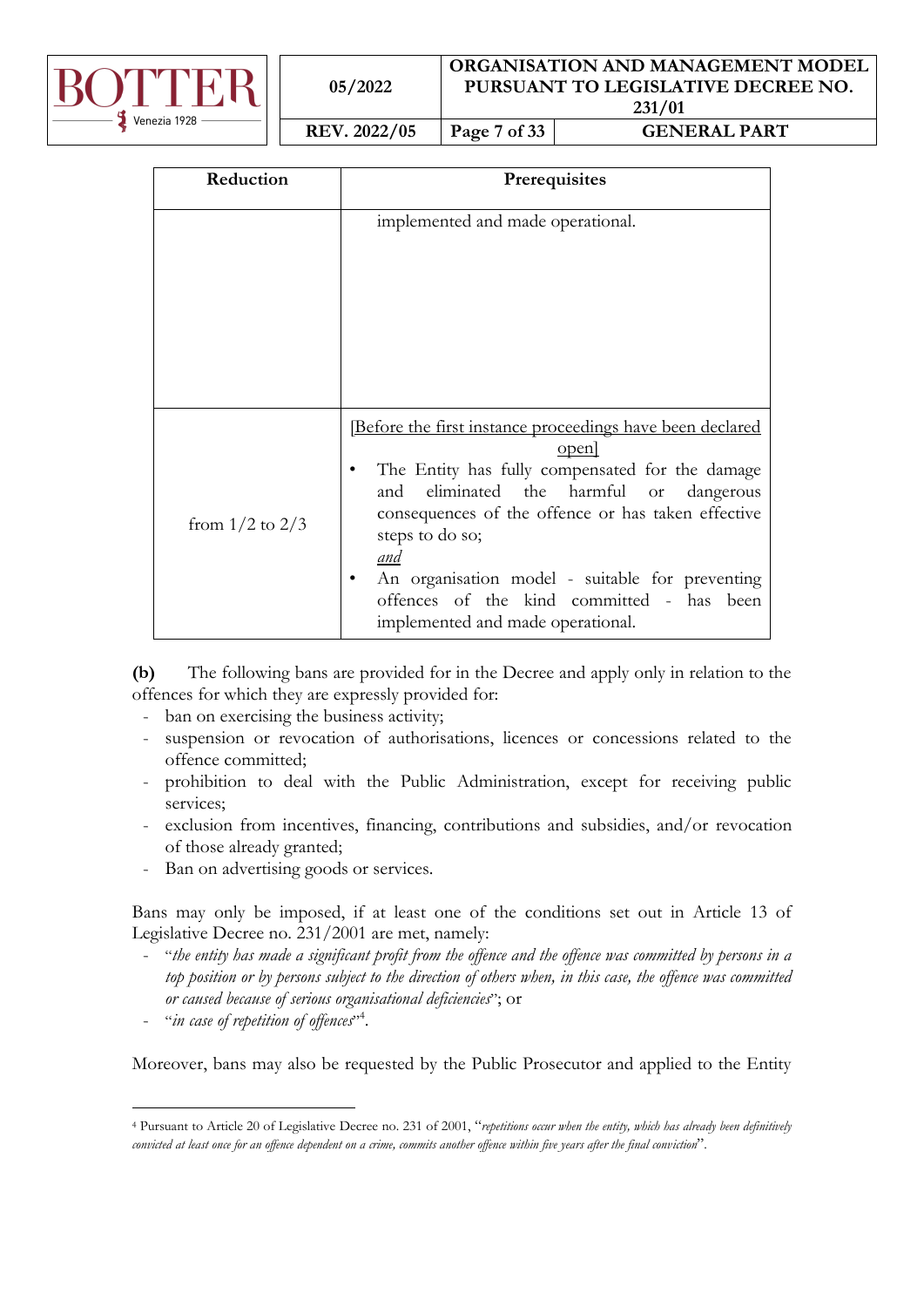| Reduction | Prerequisites |
|---|---|
| | implemented and made operational. |
| from 1/2 to 2/3 | [Before the first instance proceedings have been declared open]<br>• The Entity has fully compensated for the damage and eliminated the harmful or dangerous consequences of the offence or has taken effective steps to do so;<br>*and*<br>• An organisation model - suitable for preventing offences of the kind committed - has been implemented and made operational. |

**(b)** The following bans are provided for in the Decree and apply only in relation to the offences for which they are expressly provided for:

- ban on exercising the business activity;
- suspension or revocation of authorisations, licences or concessions related to the offence committed;
- prohibition to deal with the Public Administration, except for receiving public services;
- exclusion from incentives, financing, contributions and subsidies, and/or revocation of those already granted;
- Ban on advertising goods or services.

Bans may only be imposed, if at least one of the conditions set out in Article 13 of Legislative Decree no. 231/2001 are met, namely:

- "*the entity has made a significant profit from the offence and the offence was committed by persons in a top position or by persons subject to the direction of others when, in this case, the offence was committed or caused because of serious organisational deficiencies*"; or
- "*in case of repetition of offences*"[4].

Moreover, bans may also be requested by the Public Prosecutor and applied to the Entity

[4] Pursuant to Article 20 of Legislative Decree no. 231 of 2001, "*repetitions occur when the entity, which has already been definitively convicted at least once for an offence dependent on a crime, commits another offence within five years after the final conviction*".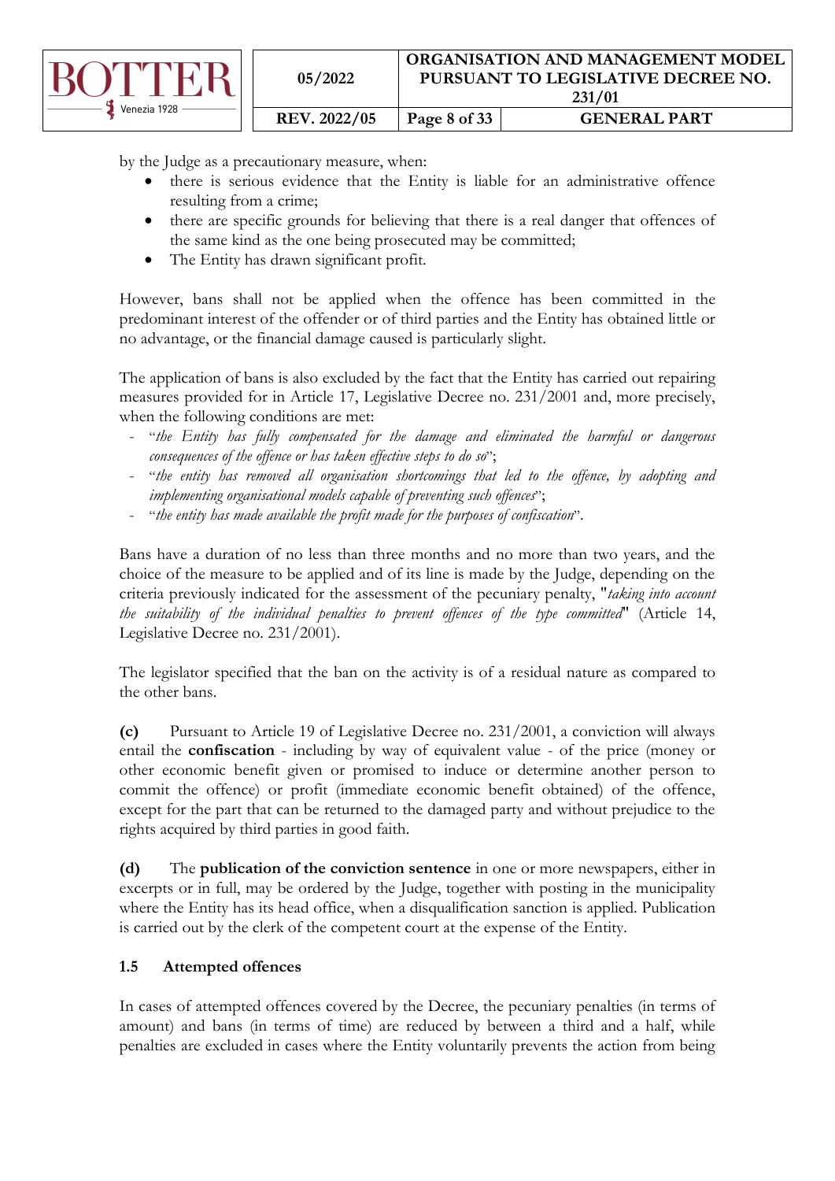by the Judge as a precautionary measure, when:

- there is serious evidence that the Entity is liable for an administrative offence resulting from a crime;
- there are specific grounds for believing that there is a real danger that offences of the same kind as the one being prosecuted may be committed;
- The Entity has drawn significant profit.

However, bans shall not be applied when the offence has been committed in the predominant interest of the offender or of third parties and the Entity has obtained little or no advantage, or the financial damage caused is particularly slight.

The application of bans is also excluded by the fact that the Entity has carried out repairing measures provided for in Article 17, Legislative Decree no. 231/2001 and, more precisely, when the following conditions are met:

- "*the Entity has fully compensated for the damage and eliminated the harmful or dangerous consequences of the offence or has taken effective steps to do so*";
- "*the entity has removed all organisation shortcomings that led to the offence, by adopting and implementing organisational models capable of preventing such offences*";
- "*the entity has made available the profit made for the purposes of confiscation*".

Bans have a duration of no less than three months and no more than two years, and the choice of the measure to be applied and of its line is made by the Judge, depending on the criteria previously indicated for the assessment of the pecuniary penalty, "*taking into account the suitability of the individual penalties to prevent offences of the type committed*" (Article 14, Legislative Decree no. 231/2001).

The legislator specified that the ban on the activity is of a residual nature as compared to the other bans.

**(c)** Pursuant to Article 19 of Legislative Decree no. 231/2001, a conviction will always entail the **confiscation** - including by way of equivalent value - of the price (money or other economic benefit given or promised to induce or determine another person to commit the offence) or profit (immediate economic benefit obtained) of the offence, except for the part that can be returned to the damaged party and without prejudice to the rights acquired by third parties in good faith.

**(d)** The **publication of the conviction sentence** in one or more newspapers, either in excerpts or in full, may be ordered by the Judge, together with posting in the municipality where the Entity has its head office, when a disqualification sanction is applied. Publication is carried out by the clerk of the competent court at the expense of the Entity.

### 1.5 Attempted offences

In cases of attempted offences covered by the Decree, the pecuniary penalties (in terms of amount) and bans (in terms of time) are reduced by between a third and a half, while penalties are excluded in cases where the Entity voluntarily prevents the action from being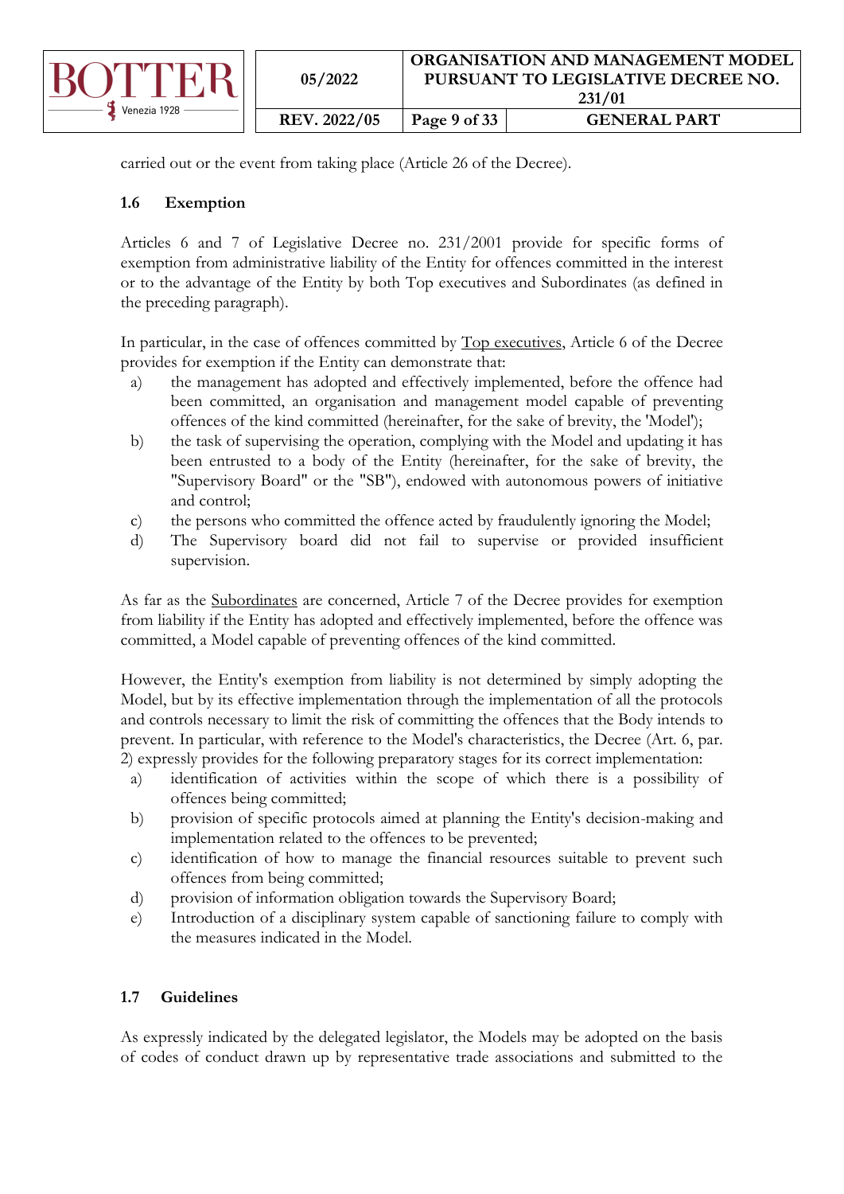carried out or the event from taking place (Article 26 of the Decree).

### 1.6 Exemption

Articles 6 and 7 of Legislative Decree no. 231/2001 provide for specific forms of exemption from administrative liability of the Entity for offences committed in the interest or to the advantage of the Entity by both Top executives and Subordinates (as defined in the preceding paragraph).

In particular, in the case of offences committed by Top executives, Article 6 of the Decree provides for exemption if the Entity can demonstrate that:

a) the management has adopted and effectively implemented, before the offence had been committed, an organisation and management model capable of preventing offences of the kind committed (hereinafter, for the sake of brevity, the 'Model');
b) the task of supervising the operation, complying with the Model and updating it has been entrusted to a body of the Entity (hereinafter, for the sake of brevity, the "Supervisory Board" or the "SB"), endowed with autonomous powers of initiative and control;
c) the persons who committed the offence acted by fraudulently ignoring the Model;
d) The Supervisory board did not fail to supervise or provided insufficient supervision.

As far as the Subordinates are concerned, Article 7 of the Decree provides for exemption from liability if the Entity has adopted and effectively implemented, before the offence was committed, a Model capable of preventing offences of the kind committed.

However, the Entity's exemption from liability is not determined by simply adopting the Model, but by its effective implementation through the implementation of all the protocols and controls necessary to limit the risk of committing the offences that the Body intends to prevent. In particular, with reference to the Model's characteristics, the Decree (Art. 6, par. 2) expressly provides for the following preparatory stages for its correct implementation:

a) identification of activities within the scope of which there is a possibility of offences being committed;
b) provision of specific protocols aimed at planning the Entity's decision-making and implementation related to the offences to be prevented;
c) identification of how to manage the financial resources suitable to prevent such offences from being committed;
d) provision of information obligation towards the Supervisory Board;
e) Introduction of a disciplinary system capable of sanctioning failure to comply with the measures indicated in the Model.

### 1.7 Guidelines

As expressly indicated by the delegated legislator, the Models may be adopted on the basis of codes of conduct drawn up by representative trade associations and submitted to the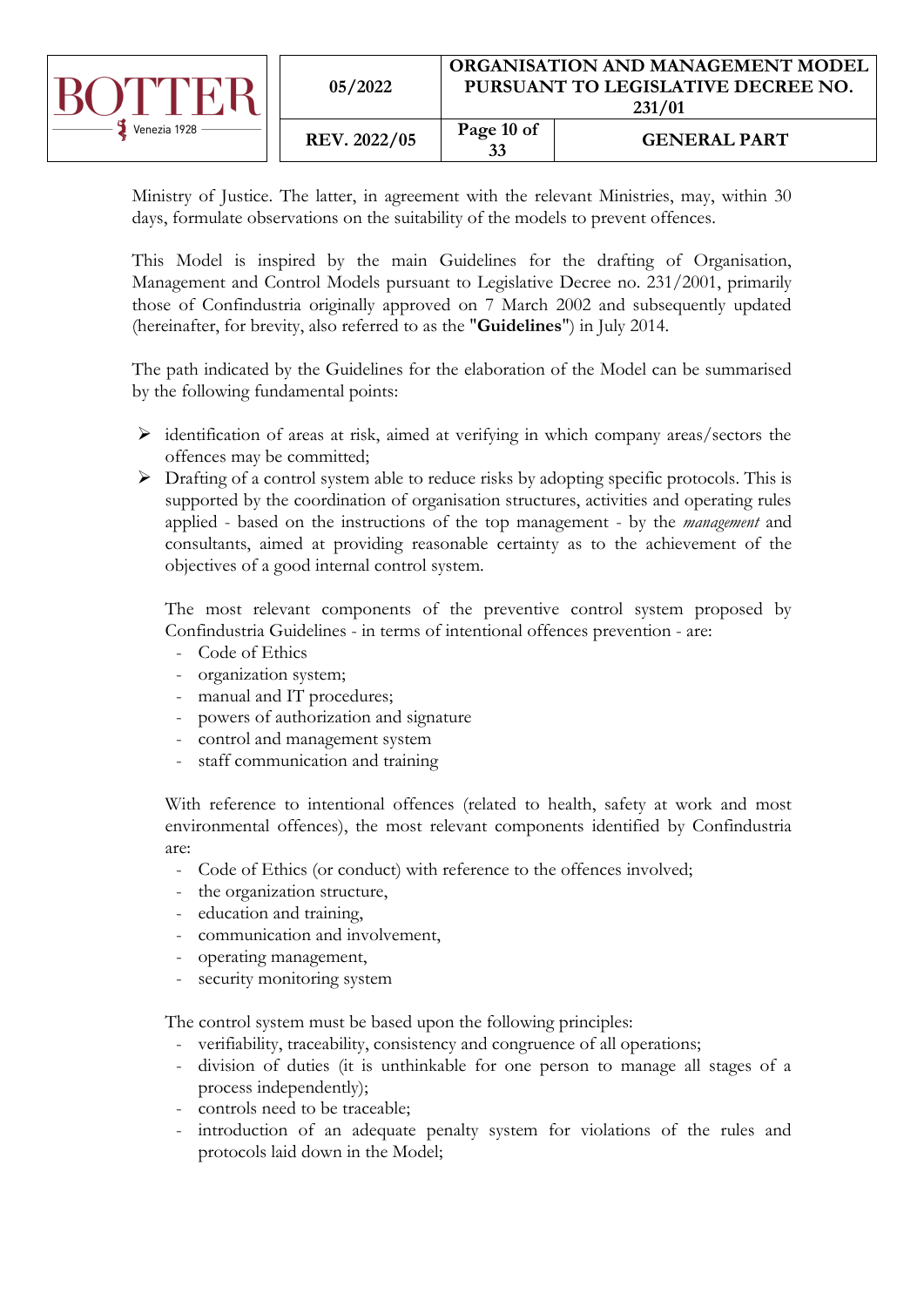Ministry of Justice. The latter, in agreement with the relevant Ministries, may, within 30 days, formulate observations on the suitability of the models to prevent offences.

This Model is inspired by the main Guidelines for the drafting of Organisation, Management and Control Models pursuant to Legislative Decree no. 231/2001, primarily those of Confindustria originally approved on 7 March 2002 and subsequently updated (hereinafter, for brevity, also referred to as the "**Guidelines**") in July 2014.

The path indicated by the Guidelines for the elaboration of the Model can be summarised by the following fundamental points:

- identification of areas at risk, aimed at verifying in which company areas/sectors the offences may be committed;
- Drafting of a control system able to reduce risks by adopting specific protocols. This is supported by the coordination of organisation structures, activities and operating rules applied - based on the instructions of the top management - by the *management* and consultants, aimed at providing reasonable certainty as to the achievement of the objectives of a good internal control system.

  The most relevant components of the preventive control system proposed by Confindustria Guidelines - in terms of intentional offences prevention - are:
  - Code of Ethics
  - organization system;
  - manual and IT procedures;
  - powers of authorization and signature
  - control and management system
  - staff communication and training

  With reference to intentional offences (related to health, safety at work and most environmental offences), the most relevant components identified by Confindustria are:
  - Code of Ethics (or conduct) with reference to the offences involved;
  - the organization structure,
  - education and training,
  - communication and involvement,
  - operating management,
  - security monitoring system

  The control system must be based upon the following principles:
  - verifiability, traceability, consistency and congruence of all operations;
  - division of duties (it is unthinkable for one person to manage all stages of a process independently);
  - controls need to be traceable;
  - introduction of an adequate penalty system for violations of the rules and protocols laid down in the Model;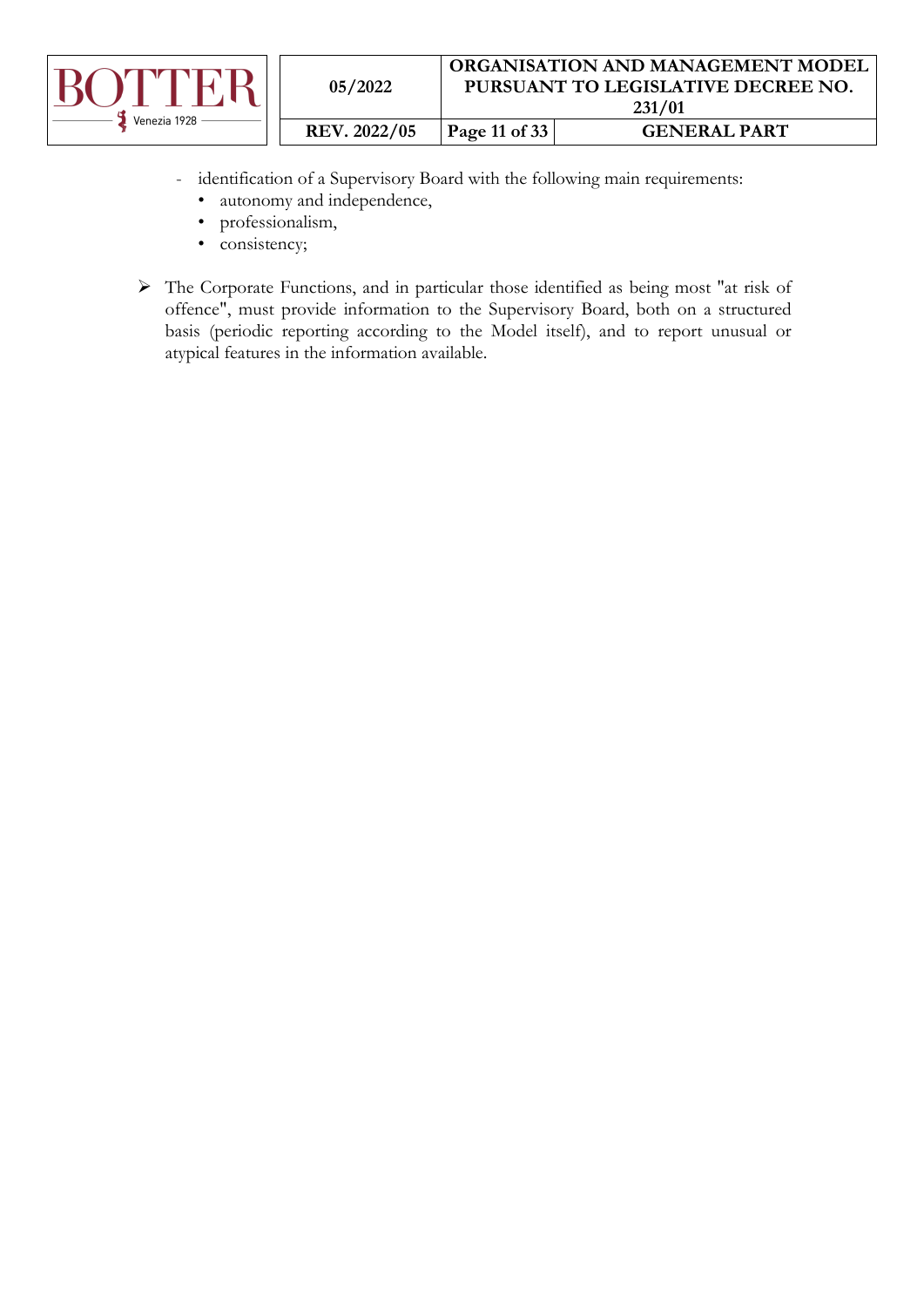- identification of a Supervisory Board with the following main requirements:
  - autonomy and independence,
  - professionalism,
  - consistency;

- The Corporate Functions, and in particular those identified as being most "at risk of offence", must provide information to the Supervisory Board, both on a structured basis (periodic reporting according to the Model itself), and to report unusual or atypical features in the information available.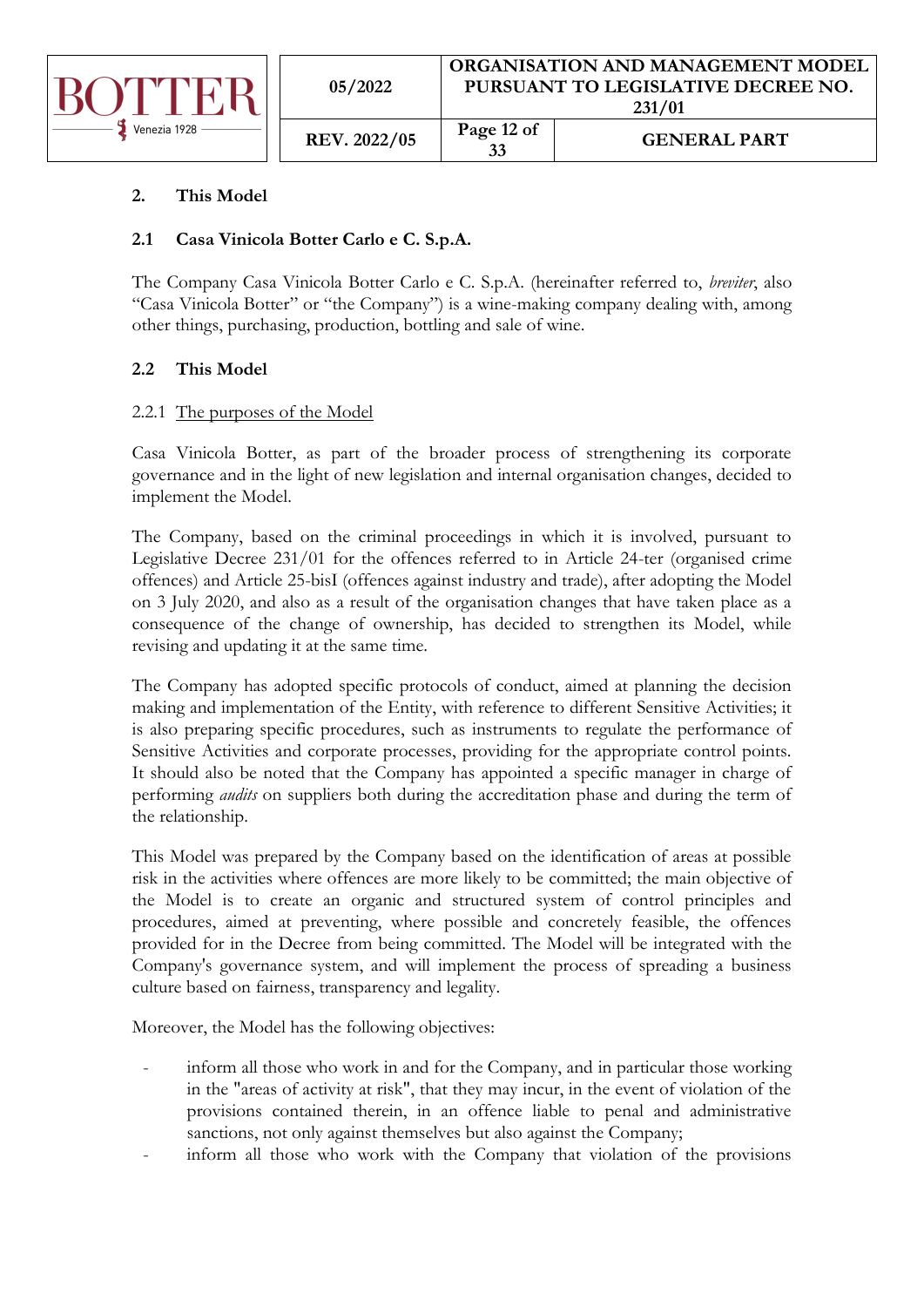## 2. This Model

### 2.1 Casa Vinicola Botter Carlo e C. S.p.A.

The Company Casa Vinicola Botter Carlo e C. S.p.A. (hereinafter referred to, *breviter*, also "Casa Vinicola Botter" or "the Company") is a wine-making company dealing with, among other things, purchasing, production, bottling and sale of wine.

### 2.2 This Model

#### 2.2.1 The purposes of the Model

Casa Vinicola Botter, as part of the broader process of strengthening its corporate governance and in the light of new legislation and internal organisation changes, decided to implement the Model.

The Company, based on the criminal proceedings in which it is involved, pursuant to Legislative Decree 231/01 for the offences referred to in Article 24-ter (organised crime offences) and Article 25-bisI (offences against industry and trade), after adopting the Model on 3 July 2020, and also as a result of the organisation changes that have taken place as a consequence of the change of ownership, has decided to strengthen its Model, while revising and updating it at the same time.

The Company has adopted specific protocols of conduct, aimed at planning the decision making and implementation of the Entity, with reference to different Sensitive Activities; it is also preparing specific procedures, such as instruments to regulate the performance of Sensitive Activities and corporate processes, providing for the appropriate control points. It should also be noted that the Company has appointed a specific manager in charge of performing *audits* on suppliers both during the accreditation phase and during the term of the relationship.

This Model was prepared by the Company based on the identification of areas at possible risk in the activities where offences are more likely to be committed; the main objective of the Model is to create an organic and structured system of control principles and procedures, aimed at preventing, where possible and concretely feasible, the offences provided for in the Decree from being committed. The Model will be integrated with the Company's governance system, and will implement the process of spreading a business culture based on fairness, transparency and legality.

Moreover, the Model has the following objectives:

- inform all those who work in and for the Company, and in particular those working in the "areas of activity at risk", that they may incur, in the event of violation of the provisions contained therein, in an offence liable to penal and administrative sanctions, not only against themselves but also against the Company;
- inform all those who work with the Company that violation of the provisions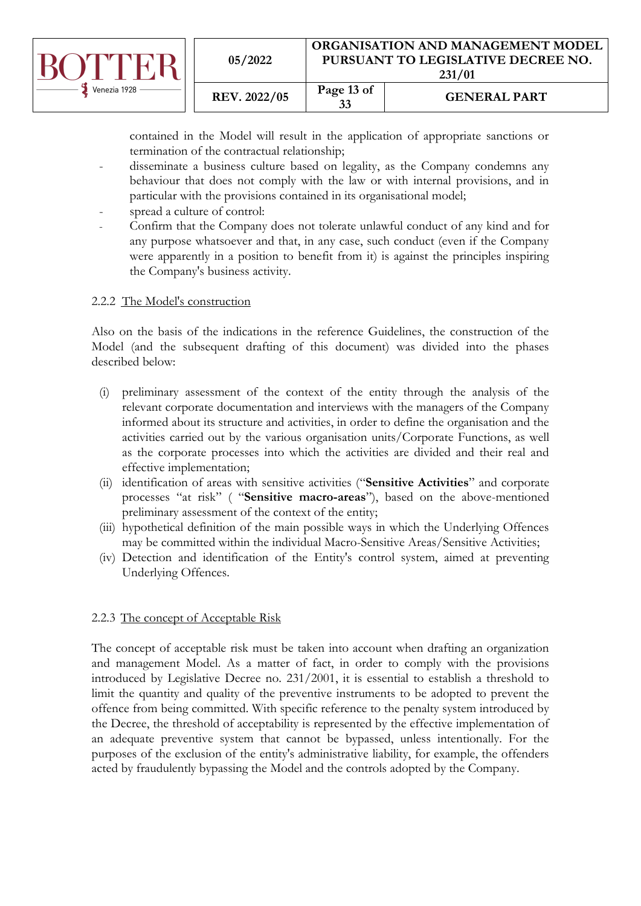contained in the Model will result in the application of appropriate sanctions or termination of the contractual relationship;

- disseminate a business culture based on legality, as the Company condemns any behaviour that does not comply with the law or with internal provisions, and in particular with the provisions contained in its organisational model;
- spread a culture of control:
- Confirm that the Company does not tolerate unlawful conduct of any kind and for any purpose whatsoever and that, in any case, such conduct (even if the Company were apparently in a position to benefit from it) is against the principles inspiring the Company's business activity.

### 2.2.2 The Model's construction

Also on the basis of the indications in the reference Guidelines, the construction of the Model (and the subsequent drafting of this document) was divided into the phases described below:

(i) preliminary assessment of the context of the entity through the analysis of the relevant corporate documentation and interviews with the managers of the Company informed about its structure and activities, in order to define the organisation and the activities carried out by the various organisation units/Corporate Functions, as well as the corporate processes into which the activities are divided and their real and effective implementation;

(ii) identification of areas with sensitive activities ("**Sensitive Activities**" and corporate processes "at risk" ( "**Sensitive macro-areas**"), based on the above-mentioned preliminary assessment of the context of the entity;

(iii) hypothetical definition of the main possible ways in which the Underlying Offences may be committed within the individual Macro-Sensitive Areas/Sensitive Activities;

(iv) Detection and identification of the Entity's control system, aimed at preventing Underlying Offences.

### 2.2.3 The concept of Acceptable Risk

The concept of acceptable risk must be taken into account when drafting an organization and management Model. As a matter of fact, in order to comply with the provisions introduced by Legislative Decree no. 231/2001, it is essential to establish a threshold to limit the quantity and quality of the preventive instruments to be adopted to prevent the offence from being committed. With specific reference to the penalty system introduced by the Decree, the threshold of acceptability is represented by the effective implementation of an adequate preventive system that cannot be bypassed, unless intentionally. For the purposes of the exclusion of the entity's administrative liability, for example, the offenders acted by fraudulently bypassing the Model and the controls adopted by the Company.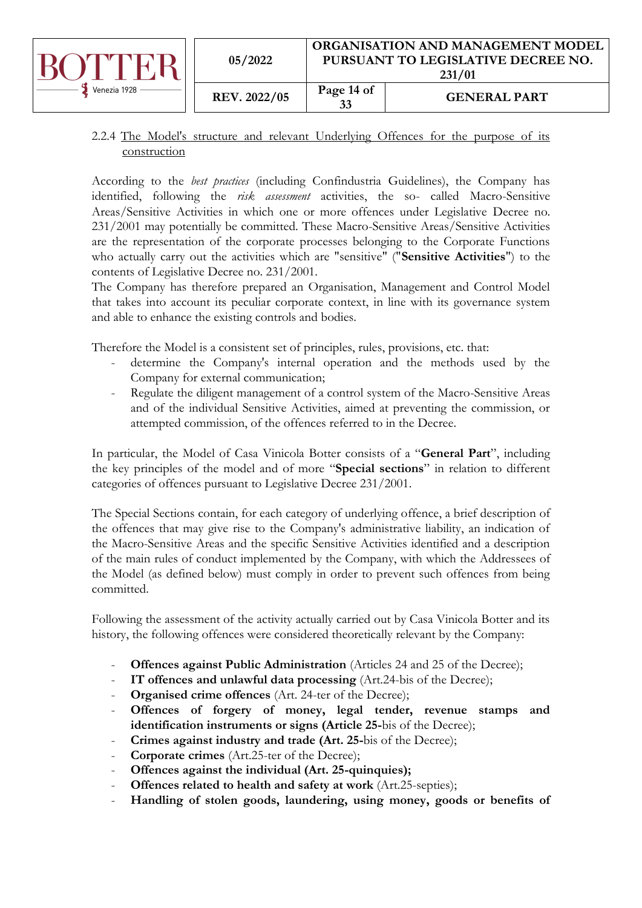### 2.2.4 The Model's structure and relevant Underlying Offences for the purpose of its construction

According to the *best practices* (including Confindustria Guidelines), the Company has identified, following the *risk assessment* activities, the so- called Macro-Sensitive Areas/Sensitive Activities in which one or more offences under Legislative Decree no. 231/2001 may potentially be committed. These Macro-Sensitive Areas/Sensitive Activities are the representation of the corporate processes belonging to the Corporate Functions who actually carry out the activities which are "sensitive" ("**Sensitive Activities**") to the contents of Legislative Decree no. 231/2001.

The Company has therefore prepared an Organisation, Management and Control Model that takes into account its peculiar corporate context, in line with its governance system and able to enhance the existing controls and bodies.

Therefore the Model is a consistent set of principles, rules, provisions, etc. that:

- determine the Company's internal operation and the methods used by the Company for external communication;
- Regulate the diligent management of a control system of the Macro-Sensitive Areas and of the individual Sensitive Activities, aimed at preventing the commission, or attempted commission, of the offences referred to in the Decree.

In particular, the Model of Casa Vinicola Botter consists of a "**General Part**", including the key principles of the model and of more "**Special sections**" in relation to different categories of offences pursuant to Legislative Decree 231/2001.

The Special Sections contain, for each category of underlying offence, a brief description of the offences that may give rise to the Company's administrative liability, an indication of the Macro-Sensitive Areas and the specific Sensitive Activities identified and a description of the main rules of conduct implemented by the Company, with which the Addressees of the Model (as defined below) must comply in order to prevent such offences from being committed.

Following the assessment of the activity actually carried out by Casa Vinicola Botter and its history, the following offences were considered theoretically relevant by the Company:

- **Offences against Public Administration** (Articles 24 and 25 of the Decree);
- **IT offences and unlawful data processing** (Art.24-bis of the Decree);
- **Organised crime offences** (Art. 24-ter of the Decree);
- **Offences of forgery of money, legal tender, revenue stamps and identification instruments or signs (Article 25-**bis of the Decree);
- **Crimes against industry and trade (Art. 25-**bis of the Decree);
- **Corporate crimes** (Art.25-ter of the Decree);
- **Offences against the individual (Art. 25-quinquies);**
- **Offences related to health and safety at work** (Art.25-septies);
- **Handling of stolen goods, laundering, using money, goods or benefits of**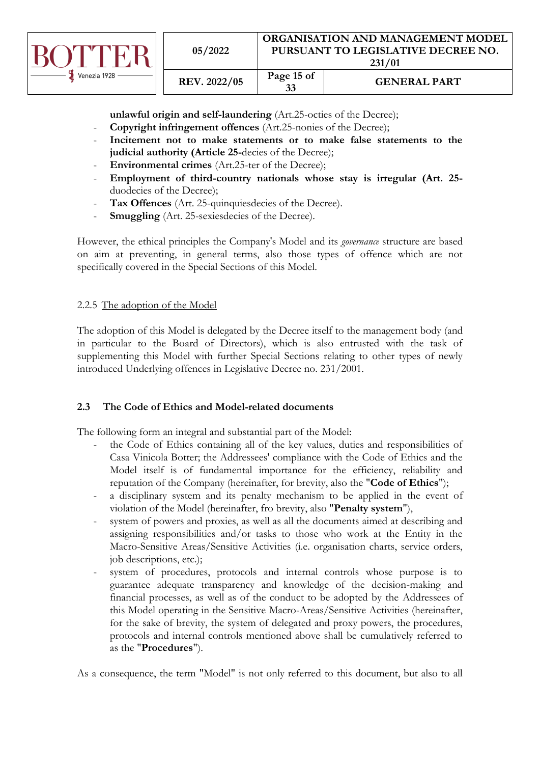**unlawful origin and self-laundering** (Art.25-octies of the Decree);

- **Copyright infringement offences** (Art.25-nonies of the Decree);
- **Incitement not to make statements or to make false statements to the judicial authority (Article 25-**decies of the Decree);
- **Environmental crimes** (Art.25-ter of the Decree);
- **Employment of third-country nationals whose stay is irregular (Art. 25-**duodecies of the Decree);
- **Tax Offences** (Art. 25-quinquiesdecies of the Decree).
- **Smuggling** (Art. 25-sexiesdecies of the Decree).

However, the ethical principles the Company's Model and its *governance* structure are based on aim at preventing, in general terms, also those types of offence which are not specifically covered in the Special Sections of this Model.

2.2.5 <u>The adoption of the Model</u>

The adoption of this Model is delegated by the Decree itself to the management body (and in particular to the Board of Directors), which is also entrusted with the task of supplementing this Model with further Special Sections relating to other types of newly introduced Underlying offences in Legislative Decree no. 231/2001.

### 2.3 The Code of Ethics and Model-related documents

The following form an integral and substantial part of the Model:

- the Code of Ethics containing all of the key values, duties and responsibilities of Casa Vinicola Botter; the Addressees' compliance with the Code of Ethics and the Model itself is of fundamental importance for the efficiency, reliability and reputation of the Company (hereinafter, for brevity, also the "**Code of Ethics**");
- a disciplinary system and its penalty mechanism to be applied in the event of violation of the Model (hereinafter, fro brevity, also "**Penalty system**"),
- system of powers and proxies, as well as all the documents aimed at describing and assigning responsibilities and/or tasks to those who work at the Entity in the Macro-Sensitive Areas/Sensitive Activities (i.e. organisation charts, service orders, job descriptions, etc.);
- system of procedures, protocols and internal controls whose purpose is to guarantee adequate transparency and knowledge of the decision-making and financial processes, as well as of the conduct to be adopted by the Addressees of this Model operating in the Sensitive Macro-Areas/Sensitive Activities (hereinafter, for the sake of brevity, the system of delegated and proxy powers, the procedures, protocols and internal controls mentioned above shall be cumulatively referred to as the "**Procedures**").

As a consequence, the term "Model" is not only referred to this document, but also to all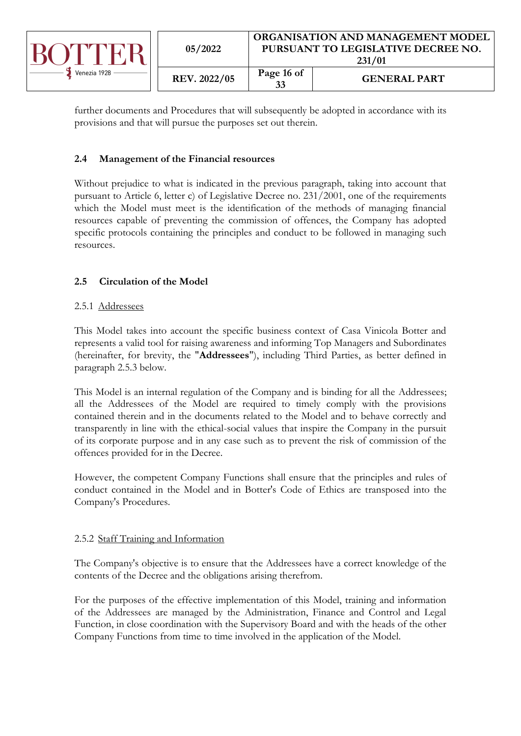further documents and Procedures that will subsequently be adopted in accordance with its provisions and that will pursue the purposes set out therein.

## 2.4 Management of the Financial resources

Without prejudice to what is indicated in the previous paragraph, taking into account that pursuant to Article 6, letter c) of Legislative Decree no. 231/2001, one of the requirements which the Model must meet is the identification of the methods of managing financial resources capable of preventing the commission of offences, the Company has adopted specific protocols containing the principles and conduct to be followed in managing such resources.

## 2.5 Circulation of the Model

### 2.5.1 Addressees

This Model takes into account the specific business context of Casa Vinicola Botter and represents a valid tool for raising awareness and informing Top Managers and Subordinates (hereinafter, for brevity, the "**Addressees**"), including Third Parties, as better defined in paragraph 2.5.3 below.

This Model is an internal regulation of the Company and is binding for all the Addressees; all the Addressees of the Model are required to timely comply with the provisions contained therein and in the documents related to the Model and to behave correctly and transparently in line with the ethical-social values that inspire the Company in the pursuit of its corporate purpose and in any case such as to prevent the risk of commission of the offences provided for in the Decree.

However, the competent Company Functions shall ensure that the principles and rules of conduct contained in the Model and in Botter's Code of Ethics are transposed into the Company's Procedures.

### 2.5.2 Staff Training and Information

The Company's objective is to ensure that the Addressees have a correct knowledge of the contents of the Decree and the obligations arising therefrom.

For the purposes of the effective implementation of this Model, training and information of the Addressees are managed by the Administration, Finance and Control and Legal Function, in close coordination with the Supervisory Board and with the heads of the other Company Functions from time to time involved in the application of the Model.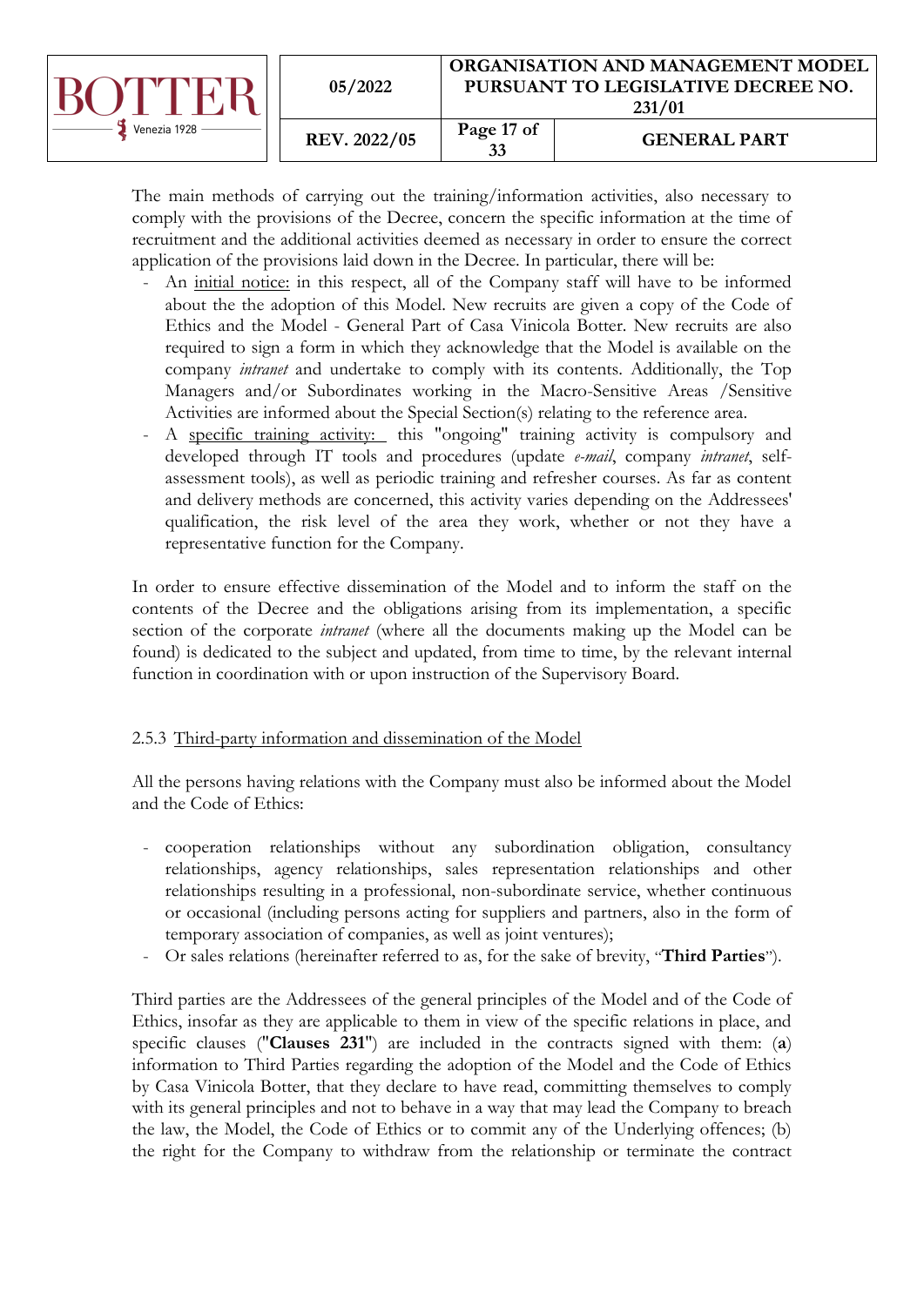The main methods of carrying out the training/information activities, also necessary to comply with the provisions of the Decree, concern the specific information at the time of recruitment and the additional activities deemed as necessary in order to ensure the correct application of the provisions laid down in the Decree. In particular, there will be:

- An initial notice: in this respect, all of the Company staff will have to be informed about the the adoption of this Model. New recruits are given a copy of the Code of Ethics and the Model - General Part of Casa Vinicola Botter. New recruits are also required to sign a form in which they acknowledge that the Model is available on the company *intranet* and undertake to comply with its contents. Additionally, the Top Managers and/or Subordinates working in the Macro-Sensitive Areas /Sensitive Activities are informed about the Special Section(s) relating to the reference area.
- A specific training activity: this "ongoing" training activity is compulsory and developed through IT tools and procedures (update *e-mail*, company *intranet*, self-assessment tools), as well as periodic training and refresher courses. As far as content and delivery methods are concerned, this activity varies depending on the Addressees' qualification, the risk level of the area they work, whether or not they have a representative function for the Company.

In order to ensure effective dissemination of the Model and to inform the staff on the contents of the Decree and the obligations arising from its implementation, a specific section of the corporate *intranet* (where all the documents making up the Model can be found) is dedicated to the subject and updated, from time to time, by the relevant internal function in coordination with or upon instruction of the Supervisory Board.

### 2.5.3 Third-party information and dissemination of the Model

All the persons having relations with the Company must also be informed about the Model and the Code of Ethics:

- cooperation relationships without any subordination obligation, consultancy relationships, agency relationships, sales representation relationships and other relationships resulting in a professional, non-subordinate service, whether continuous or occasional (including persons acting for suppliers and partners, also in the form of temporary association of companies, as well as joint ventures);
- Or sales relations (hereinafter referred to as, for the sake of brevity, "**Third Parties**").

Third parties are the Addressees of the general principles of the Model and of the Code of Ethics, insofar as they are applicable to them in view of the specific relations in place, and specific clauses ("**Clauses 231**") are included in the contracts signed with them: (**a**) information to Third Parties regarding the adoption of the Model and the Code of Ethics by Casa Vinicola Botter, that they declare to have read, committing themselves to comply with its general principles and not to behave in a way that may lead the Company to breach the law, the Model, the Code of Ethics or to commit any of the Underlying offences; (b) the right for the Company to withdraw from the relationship or terminate the contract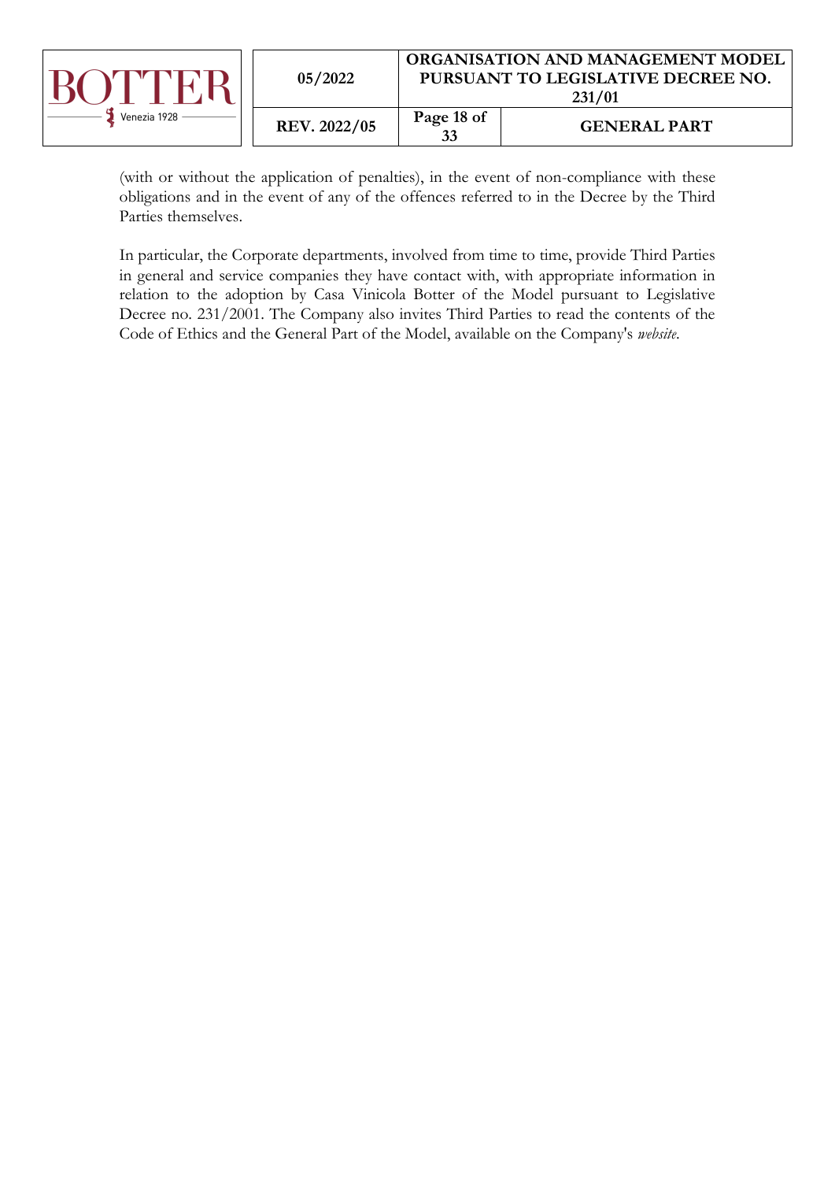(with or without the application of penalties), in the event of non-compliance with these obligations and in the event of any of the offences referred to in the Decree by the Third Parties themselves.

In particular, the Corporate departments, involved from time to time, provide Third Parties in general and service companies they have contact with, with appropriate information in relation to the adoption by Casa Vinicola Botter of the Model pursuant to Legislative Decree no. 231/2001. The Company also invites Third Parties to read the contents of the Code of Ethics and the General Part of the Model, available on the Company's *website*.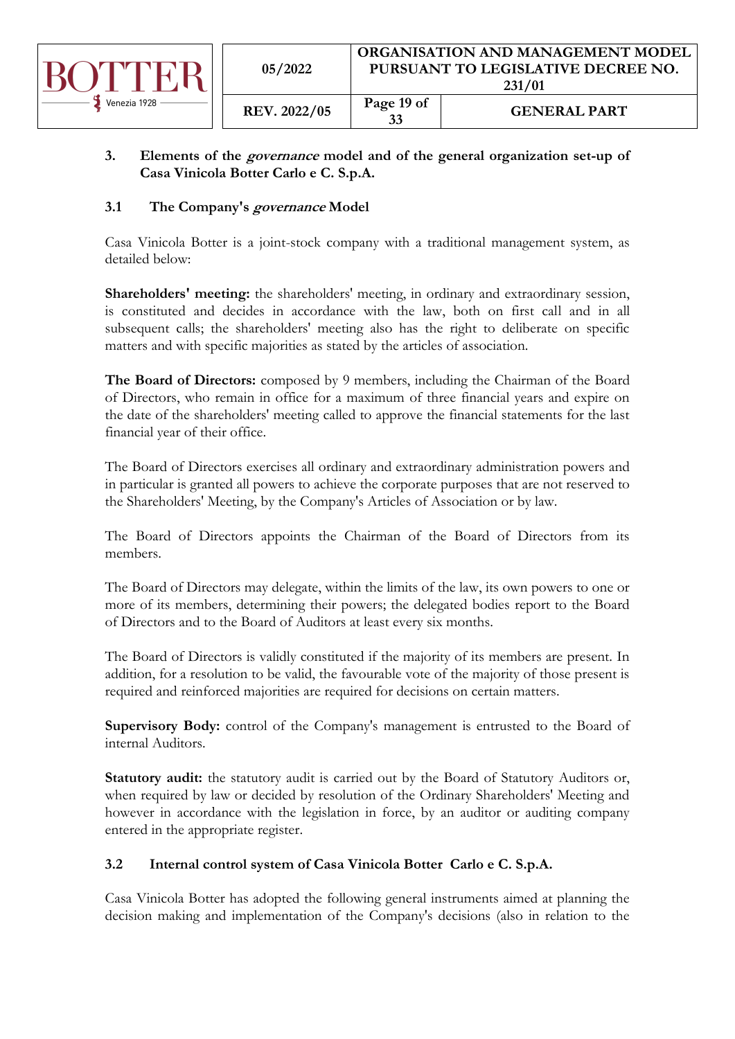## 3. Elements of the *governance* model and of the general organization set-up of Casa Vinicola Botter Carlo e C. S.p.A.

### 3.1 The Company's *governance* Model

Casa Vinicola Botter is a joint-stock company with a traditional management system, as detailed below:

**Shareholders' meeting:** the shareholders' meeting, in ordinary and extraordinary session, is constituted and decides in accordance with the law, both on first call and in all subsequent calls; the shareholders' meeting also has the right to deliberate on specific matters and with specific majorities as stated by the articles of association.

**The Board of Directors:** composed by 9 members, including the Chairman of the Board of Directors, who remain in office for a maximum of three financial years and expire on the date of the shareholders' meeting called to approve the financial statements for the last financial year of their office.

The Board of Directors exercises all ordinary and extraordinary administration powers and in particular is granted all powers to achieve the corporate purposes that are not reserved to the Shareholders' Meeting, by the Company's Articles of Association or by law.

The Board of Directors appoints the Chairman of the Board of Directors from its members.

The Board of Directors may delegate, within the limits of the law, its own powers to one or more of its members, determining their powers; the delegated bodies report to the Board of Directors and to the Board of Auditors at least every six months.

The Board of Directors is validly constituted if the majority of its members are present. In addition, for a resolution to be valid, the favourable vote of the majority of those present is required and reinforced majorities are required for decisions on certain matters.

**Supervisory Body:** control of the Company's management is entrusted to the Board of internal Auditors.

**Statutory audit:** the statutory audit is carried out by the Board of Statutory Auditors or, when required by law or decided by resolution of the Ordinary Shareholders' Meeting and however in accordance with the legislation in force, by an auditor or auditing company entered in the appropriate register.

### 3.2 Internal control system of Casa Vinicola Botter Carlo e C. S.p.A.

Casa Vinicola Botter has adopted the following general instruments aimed at planning the decision making and implementation of the Company's decisions (also in relation to the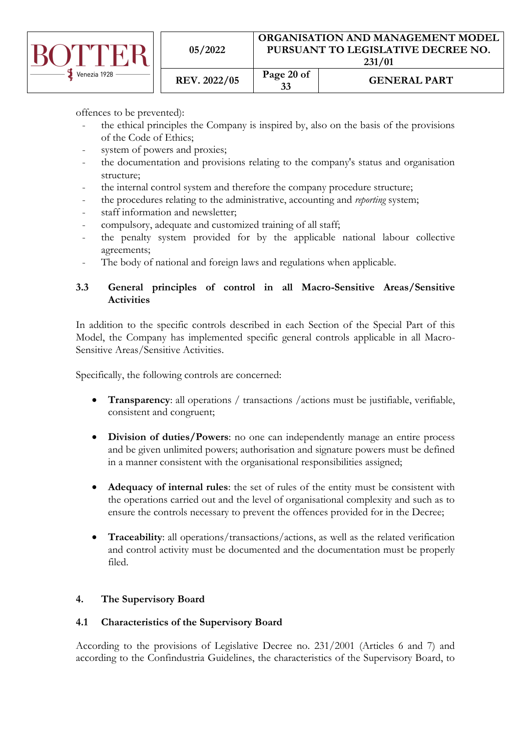offences to be prevented):

- the ethical principles the Company is inspired by, also on the basis of the provisions of the Code of Ethics;
- system of powers and proxies;
- the documentation and provisions relating to the company's status and organisation structure;
- the internal control system and therefore the company procedure structure;
- the procedures relating to the administrative, accounting and *reporting* system;
- staff information and newsletter;
- compulsory, adequate and customized training of all staff;
- the penalty system provided for by the applicable national labour collective agreements;
- The body of national and foreign laws and regulations when applicable.

### 3.3 General principles of control in all Macro-Sensitive Areas/Sensitive Activities

In addition to the specific controls described in each Section of the Special Part of this Model, the Company has implemented specific general controls applicable in all Macro-Sensitive Areas/Sensitive Activities.

Specifically, the following controls are concerned:

- **Transparency**: all operations / transactions /actions must be justifiable, verifiable, consistent and congruent;

- **Division of duties/Powers**: no one can independently manage an entire process and be given unlimited powers; authorisation and signature powers must be defined in a manner consistent with the organisational responsibilities assigned;

- **Adequacy of internal rules**: the set of rules of the entity must be consistent with the operations carried out and the level of organisational complexity and such as to ensure the controls necessary to prevent the offences provided for in the Decree;

- **Traceability**: all operations/transactions/actions, as well as the related verification and control activity must be documented and the documentation must be properly filed.

## 4. The Supervisory Board

### 4.1 Characteristics of the Supervisory Board

According to the provisions of Legislative Decree no. 231/2001 (Articles 6 and 7) and according to the Confindustria Guidelines, the characteristics of the Supervisory Board, to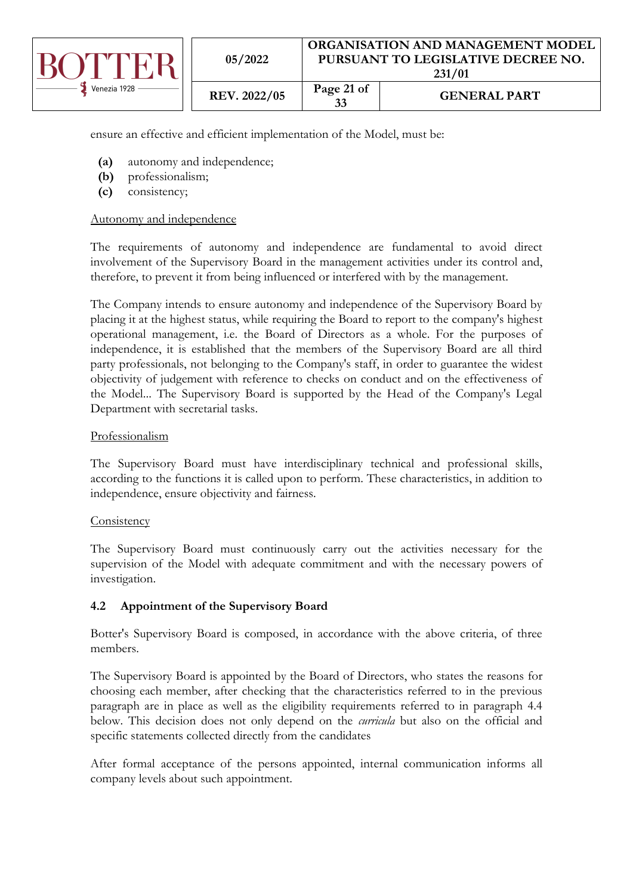ensure an effective and efficient implementation of the Model, must be:

- **(a)** autonomy and independence;
- **(b)** professionalism;
- **(c)** consistency;

Autonomy and independence

The requirements of autonomy and independence are fundamental to avoid direct involvement of the Supervisory Board in the management activities under its control and, therefore, to prevent it from being influenced or interfered with by the management.

The Company intends to ensure autonomy and independence of the Supervisory Board by placing it at the highest status, while requiring the Board to report to the company's highest operational management, i.e. the Board of Directors as a whole. For the purposes of independence, it is established that the members of the Supervisory Board are all third party professionals, not belonging to the Company's staff, in order to guarantee the widest objectivity of judgement with reference to checks on conduct and on the effectiveness of the Model... The Supervisory Board is supported by the Head of the Company's Legal Department with secretarial tasks.

Professionalism

The Supervisory Board must have interdisciplinary technical and professional skills, according to the functions it is called upon to perform. These characteristics, in addition to independence, ensure objectivity and fairness.

Consistency

The Supervisory Board must continuously carry out the activities necessary for the supervision of the Model with adequate commitment and with the necessary powers of investigation.

### 4.2 Appointment of the Supervisory Board

Botter's Supervisory Board is composed, in accordance with the above criteria, of three members.

The Supervisory Board is appointed by the Board of Directors, who states the reasons for choosing each member, after checking that the characteristics referred to in the previous paragraph are in place as well as the eligibility requirements referred to in paragraph 4.4 below. This decision does not only depend on the *curricula* but also on the official and specific statements collected directly from the candidates

After formal acceptance of the persons appointed, internal communication informs all company levels about such appointment.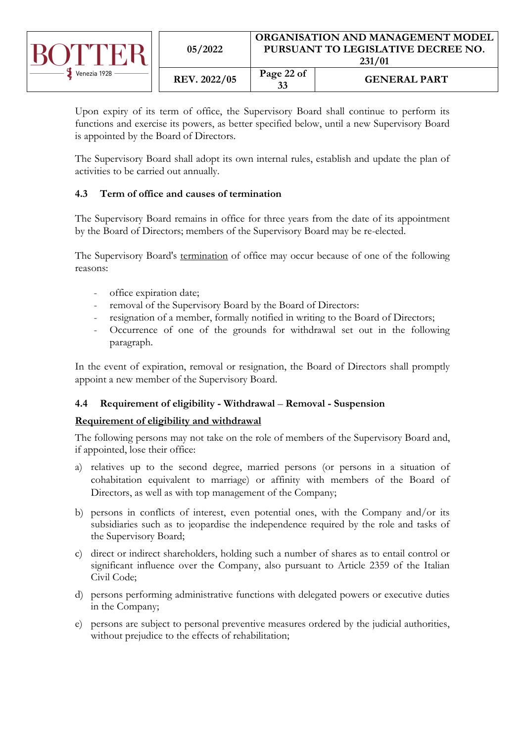Upon expiry of its term of office, the Supervisory Board shall continue to perform its functions and exercise its powers, as better specified below, until a new Supervisory Board is appointed by the Board of Directors.

The Supervisory Board shall adopt its own internal rules, establish and update the plan of activities to be carried out annually.

### 4.3 Term of office and causes of termination

The Supervisory Board remains in office for three years from the date of its appointment by the Board of Directors; members of the Supervisory Board may be re-elected.

The Supervisory Board's <u>termination</u> of office may occur because of one of the following reasons:

- office expiration date;
- removal of the Supervisory Board by the Board of Directors:
- resignation of a member, formally notified in writing to the Board of Directors;
- Occurrence of one of the grounds for withdrawal set out in the following paragraph.

In the event of expiration, removal or resignation, the Board of Directors shall promptly appoint a new member of the Supervisory Board.

### 4.4 Requirement of eligibility - Withdrawal – Removal - Suspension

**<u>Requirement of eligibility and withdrawal</u>**

The following persons may not take on the role of members of the Supervisory Board and, if appointed, lose their office:

a) relatives up to the second degree, married persons (or persons in a situation of cohabitation equivalent to marriage) or affinity with members of the Board of Directors, as well as with top management of the Company;

b) persons in conflicts of interest, even potential ones, with the Company and/or its subsidiaries such as to jeopardise the independence required by the role and tasks of the Supervisory Board;

c) direct or indirect shareholders, holding such a number of shares as to entail control or significant influence over the Company, also pursuant to Article 2359 of the Italian Civil Code;

d) persons performing administrative functions with delegated powers or executive duties in the Company;

e) persons are subject to personal preventive measures ordered by the judicial authorities, without prejudice to the effects of rehabilitation;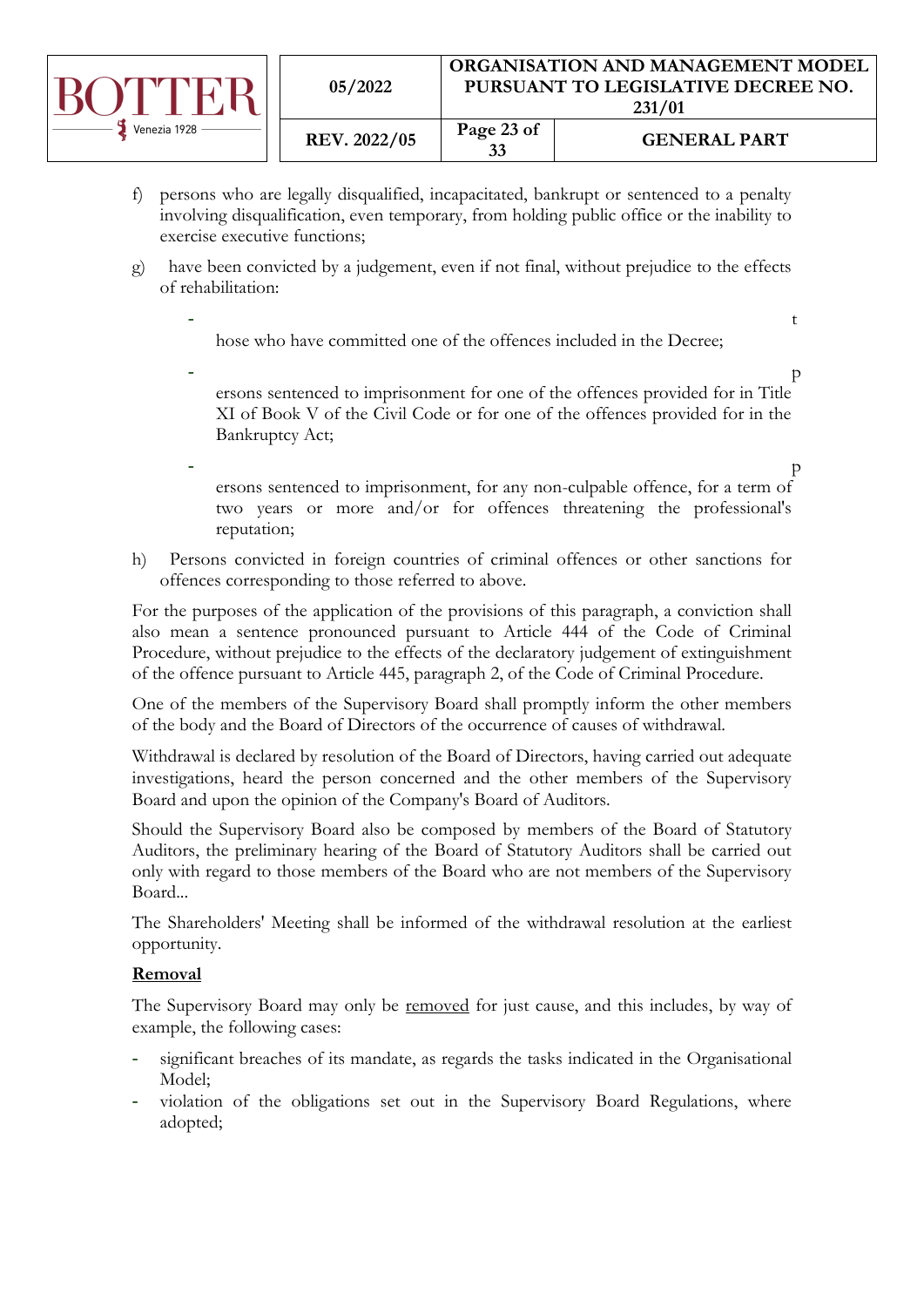f) persons who are legally disqualified, incapacitated, bankrupt or sentenced to a penalty involving disqualification, even temporary, from holding public office or the inability to exercise executive functions;

g) have been convicted by a judgement, even if not final, without prejudice to the effects of rehabilitation:

- those who have committed one of the offences included in the Decree;
- persons sentenced to imprisonment for one of the offences provided for in Title XI of Book V of the Civil Code or for one of the offences provided for in the Bankruptcy Act;
- persons sentenced to imprisonment, for any non-culpable offence, for a term of two years or more and/or for offences threatening the professional's reputation;

h) Persons convicted in foreign countries of criminal offences or other sanctions for offences corresponding to those referred to above.

For the purposes of the application of the provisions of this paragraph, a conviction shall also mean a sentence pronounced pursuant to Article 444 of the Code of Criminal Procedure, without prejudice to the effects of the declaratory judgement of extinguishment of the offence pursuant to Article 445, paragraph 2, of the Code of Criminal Procedure.

One of the members of the Supervisory Board shall promptly inform the other members of the body and the Board of Directors of the occurrence of causes of withdrawal.

Withdrawal is declared by resolution of the Board of Directors, having carried out adequate investigations, heard the person concerned and the other members of the Supervisory Board and upon the opinion of the Company's Board of Auditors.

Should the Supervisory Board also be composed by members of the Board of Statutory Auditors, the preliminary hearing of the Board of Statutory Auditors shall be carried out only with regard to those members of the Board who are not members of the Supervisory Board...

The Shareholders' Meeting shall be informed of the withdrawal resolution at the earliest opportunity.

**Removal**

The Supervisory Board may only be removed for just cause, and this includes, by way of example, the following cases:

- significant breaches of its mandate, as regards the tasks indicated in the Organisational Model;
- violation of the obligations set out in the Supervisory Board Regulations, where adopted;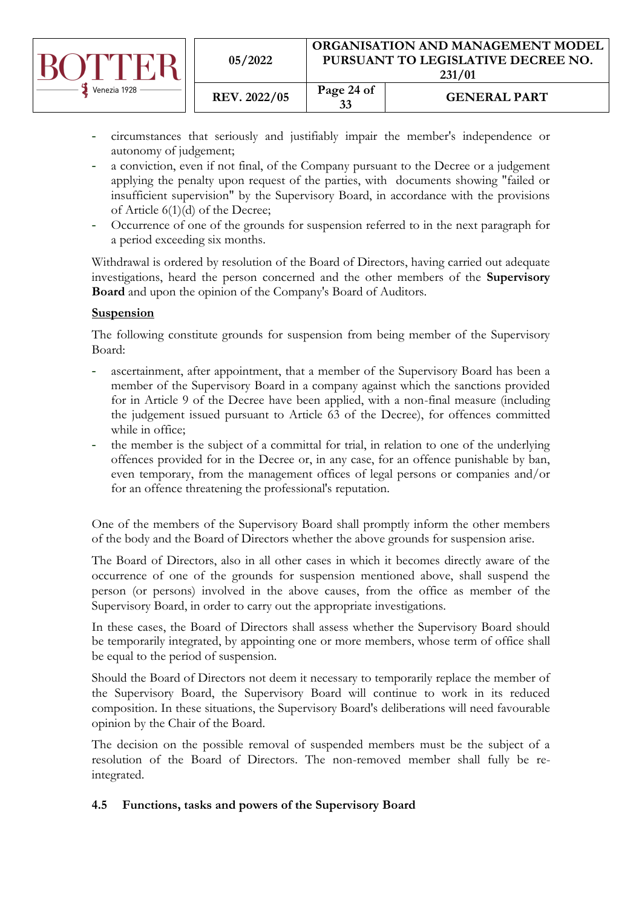- circumstances that seriously and justifiably impair the member's independence or autonomy of judgement;
- a conviction, even if not final, of the Company pursuant to the Decree or a judgement applying the penalty upon request of the parties, with documents showing "failed or insufficient supervision" by the Supervisory Board, in accordance with the provisions of Article 6(1)(d) of the Decree;
- Occurrence of one of the grounds for suspension referred to in the next paragraph for a period exceeding six months.

Withdrawal is ordered by resolution of the Board of Directors, having carried out adequate investigations, heard the person concerned and the other members of the **Supervisory Board** and upon the opinion of the Company's Board of Auditors.

**Suspension**

The following constitute grounds for suspension from being member of the Supervisory Board:

- ascertainment, after appointment, that a member of the Supervisory Board has been a member of the Supervisory Board in a company against which the sanctions provided for in Article 9 of the Decree have been applied, with a non-final measure (including the judgement issued pursuant to Article 63 of the Decree), for offences committed while in office;
- the member is the subject of a committal for trial, in relation to one of the underlying offences provided for in the Decree or, in any case, for an offence punishable by ban, even temporary, from the management offices of legal persons or companies and/or for an offence threatening the professional's reputation.

One of the members of the Supervisory Board shall promptly inform the other members of the body and the Board of Directors whether the above grounds for suspension arise.

The Board of Directors, also in all other cases in which it becomes directly aware of the occurrence of one of the grounds for suspension mentioned above, shall suspend the person (or persons) involved in the above causes, from the office as member of the Supervisory Board, in order to carry out the appropriate investigations.

In these cases, the Board of Directors shall assess whether the Supervisory Board should be temporarily integrated, by appointing one or more members, whose term of office shall be equal to the period of suspension.

Should the Board of Directors not deem it necessary to temporarily replace the member of the Supervisory Board, the Supervisory Board will continue to work in its reduced composition. In these situations, the Supervisory Board's deliberations will need favourable opinion by the Chair of the Board.

The decision on the possible removal of suspended members must be the subject of a resolution of the Board of Directors. The non-removed member shall fully be re-integrated.

### 4.5 Functions, tasks and powers of the Supervisory Board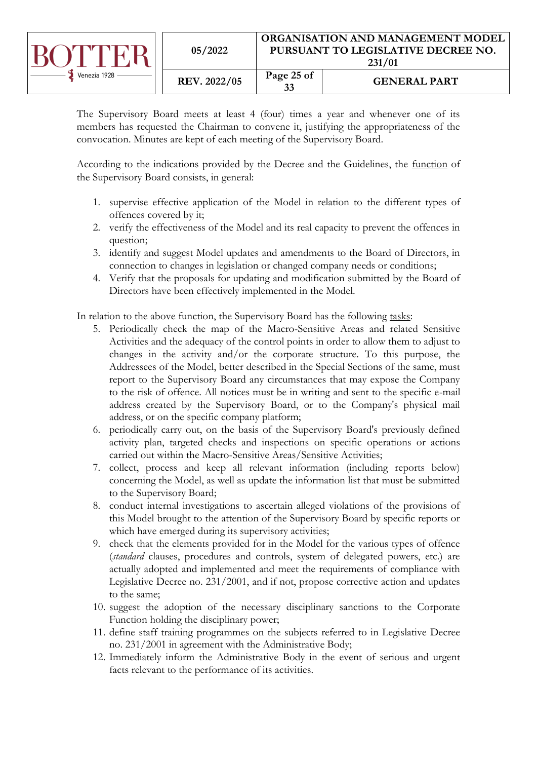The Supervisory Board meets at least 4 (four) times a year and whenever one of its members has requested the Chairman to convene it, justifying the appropriateness of the convocation. Minutes are kept of each meeting of the Supervisory Board.

According to the indications provided by the Decree and the Guidelines, the <u>function</u> of the Supervisory Board consists, in general:

1. supervise effective application of the Model in relation to the different types of offences covered by it;
2. verify the effectiveness of the Model and its real capacity to prevent the offences in question;
3. identify and suggest Model updates and amendments to the Board of Directors, in connection to changes in legislation or changed company needs or conditions;
4. Verify that the proposals for updating and modification submitted by the Board of Directors have been effectively implemented in the Model.

In relation to the above function, the Supervisory Board has the following <u>tasks</u>:

5. Periodically check the map of the Macro-Sensitive Areas and related Sensitive Activities and the adequacy of the control points in order to allow them to adjust to changes in the activity and/or the corporate structure. To this purpose, the Addressees of the Model, better described in the Special Sections of the same, must report to the Supervisory Board any circumstances that may expose the Company to the risk of offence. All notices must be in writing and sent to the specific e-mail address created by the Supervisory Board, or to the Company's physical mail address, or on the specific company platform;
6. periodically carry out, on the basis of the Supervisory Board's previously defined activity plan, targeted checks and inspections on specific operations or actions carried out within the Macro-Sensitive Areas/Sensitive Activities;
7. collect, process and keep all relevant information (including reports below) concerning the Model, as well as update the information list that must be submitted to the Supervisory Board;
8. conduct internal investigations to ascertain alleged violations of the provisions of this Model brought to the attention of the Supervisory Board by specific reports or which have emerged during its supervisory activities;
9. check that the elements provided for in the Model for the various types of offence (*standard* clauses, procedures and controls, system of delegated powers, etc.) are actually adopted and implemented and meet the requirements of compliance with Legislative Decree no. 231/2001, and if not, propose corrective action and updates to the same;
10. suggest the adoption of the necessary disciplinary sanctions to the Corporate Function holding the disciplinary power;
11. define staff training programmes on the subjects referred to in Legislative Decree no. 231/2001 in agreement with the Administrative Body;
12. Immediately inform the Administrative Body in the event of serious and urgent facts relevant to the performance of its activities.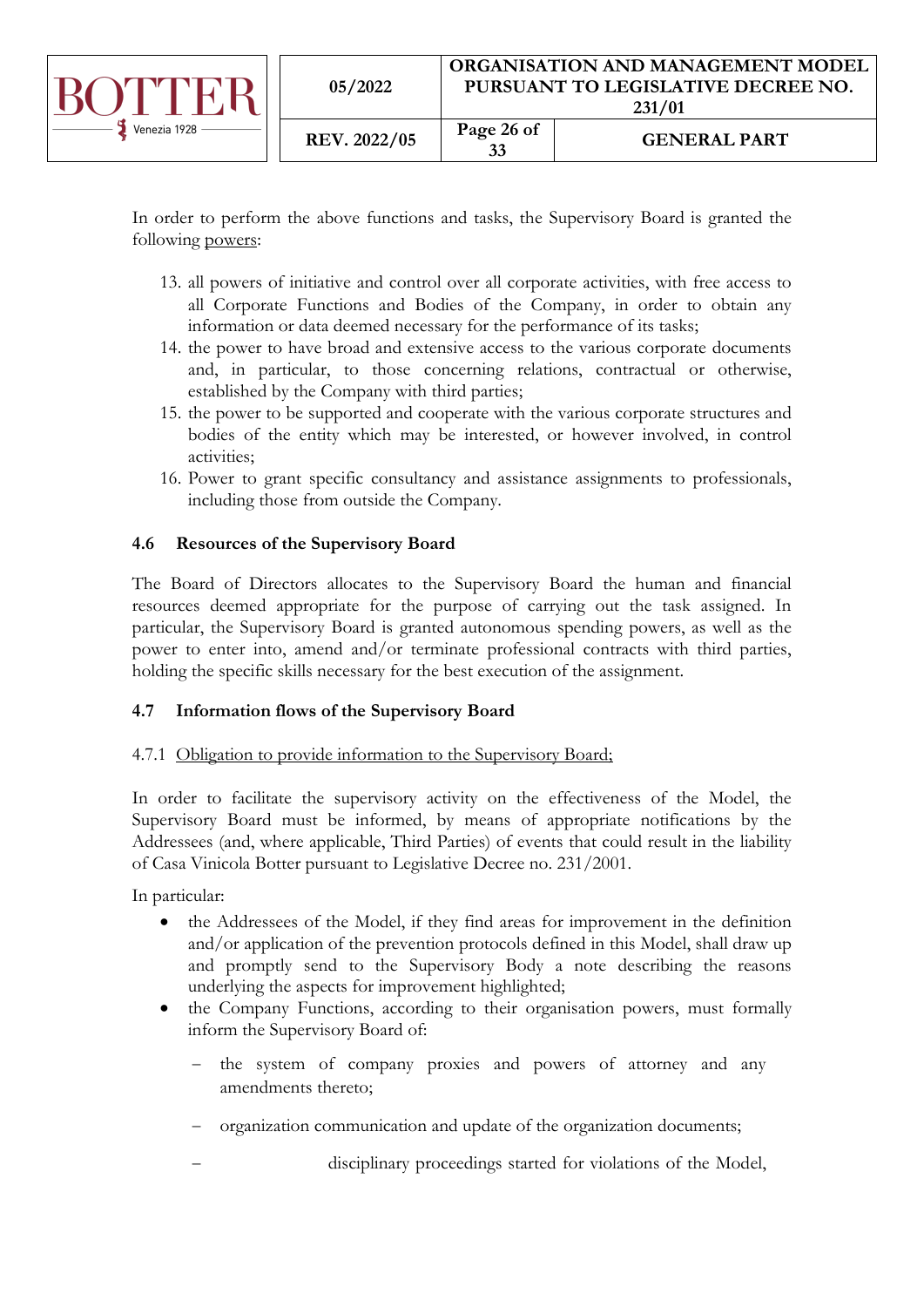In order to perform the above functions and tasks, the Supervisory Board is granted the following powers:

13. all powers of initiative and control over all corporate activities, with free access to all Corporate Functions and Bodies of the Company, in order to obtain any information or data deemed necessary for the performance of its tasks;
14. the power to have broad and extensive access to the various corporate documents and, in particular, to those concerning relations, contractual or otherwise, established by the Company with third parties;
15. the power to be supported and cooperate with the various corporate structures and bodies of the entity which may be interested, or however involved, in control activities;
16. Power to grant specific consultancy and assistance assignments to professionals, including those from outside the Company.

### 4.6 Resources of the Supervisory Board

The Board of Directors allocates to the Supervisory Board the human and financial resources deemed appropriate for the purpose of carrying out the task assigned. In particular, the Supervisory Board is granted autonomous spending powers, as well as the power to enter into, amend and/or terminate professional contracts with third parties, holding the specific skills necessary for the best execution of the assignment.

### 4.7 Information flows of the Supervisory Board

#### 4.7.1 Obligation to provide information to the Supervisory Board;

In order to facilitate the supervisory activity on the effectiveness of the Model, the Supervisory Board must be informed, by means of appropriate notifications by the Addressees (and, where applicable, Third Parties) of events that could result in the liability of Casa Vinicola Botter pursuant to Legislative Decree no. 231/2001.

In particular:

- the Addressees of the Model, if they find areas for improvement in the definition and/or application of the prevention protocols defined in this Model, shall draw up and promptly send to the Supervisory Body a note describing the reasons underlying the aspects for improvement highlighted;
- the Company Functions, according to their organisation powers, must formally inform the Supervisory Board of:
  - the system of company proxies and powers of attorney and any amendments thereto;
  - organization communication and update of the organization documents;
  - disciplinary proceedings started for violations of the Model,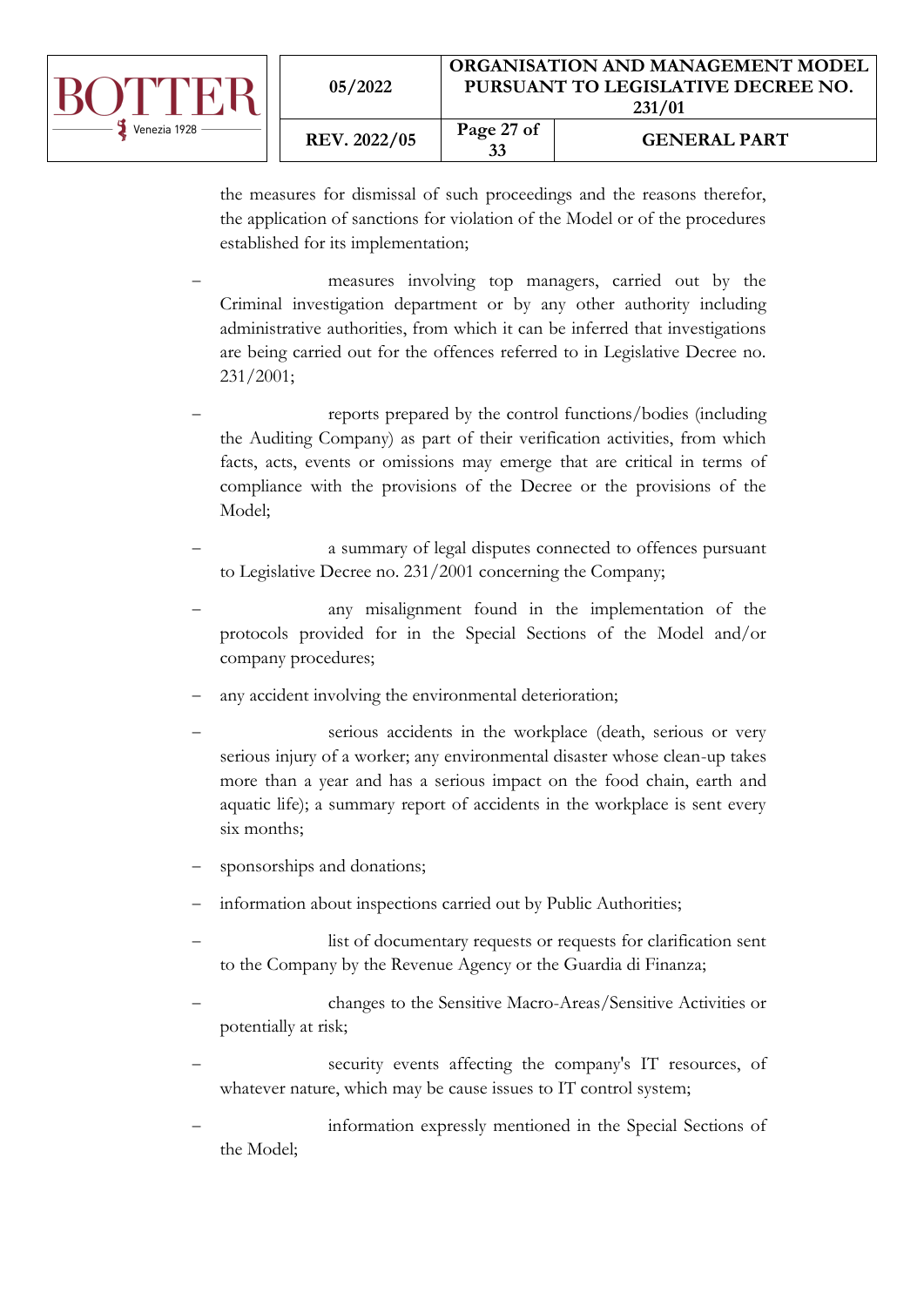the measures for dismissal of such proceedings and the reasons therefor, the application of sanctions for violation of the Model or of the procedures established for its implementation;

- measures involving top managers, carried out by the Criminal investigation department or by any other authority including administrative authorities, from which it can be inferred that investigations are being carried out for the offences referred to in Legislative Decree no. 231/2001;
- reports prepared by the control functions/bodies (including the Auditing Company) as part of their verification activities, from which facts, acts, events or omissions may emerge that are critical in terms of compliance with the provisions of the Decree or the provisions of the Model;
- a summary of legal disputes connected to offences pursuant to Legislative Decree no. 231/2001 concerning the Company;
- any misalignment found in the implementation of the protocols provided for in the Special Sections of the Model and/or company procedures;
- any accident involving the environmental deterioration;
- serious accidents in the workplace (death, serious or very serious injury of a worker; any environmental disaster whose clean-up takes more than a year and has a serious impact on the food chain, earth and aquatic life); a summary report of accidents in the workplace is sent every six months;
- sponsorships and donations;
- information about inspections carried out by Public Authorities;
- list of documentary requests or requests for clarification sent to the Company by the Revenue Agency or the Guardia di Finanza;
- changes to the Sensitive Macro-Areas/Sensitive Activities or potentially at risk;
- security events affecting the company's IT resources, of whatever nature, which may be cause issues to IT control system;
- information expressly mentioned in the Special Sections of the Model;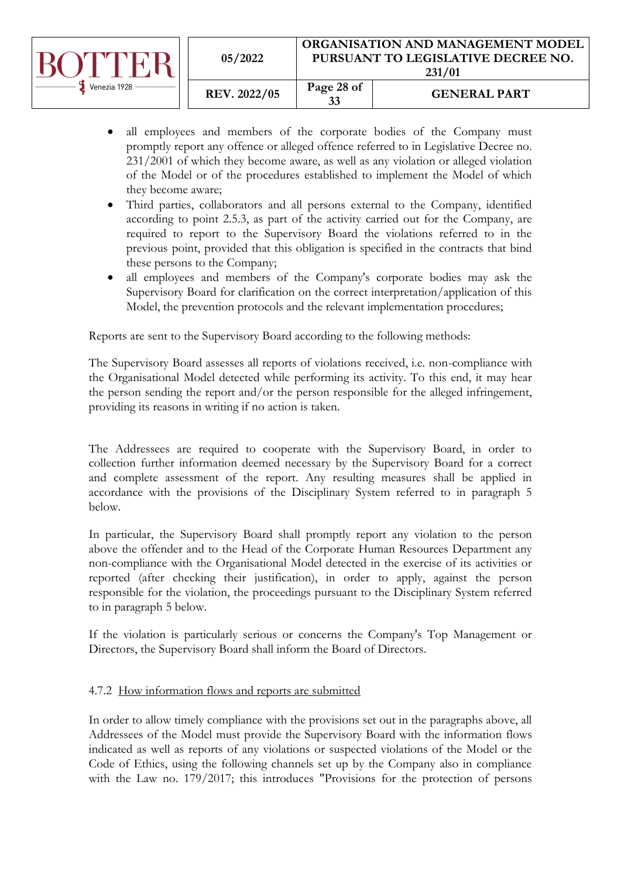- all employees and members of the corporate bodies of the Company must promptly report any offence or alleged offence referred to in Legislative Decree no. 231/2001 of which they become aware, as well as any violation or alleged violation of the Model or of the procedures established to implement the Model of which they become aware;
- Third parties, collaborators and all persons external to the Company, identified according to point 2.5.3, as part of the activity carried out for the Company, are required to report to the Supervisory Board the violations referred to in the previous point, provided that this obligation is specified in the contracts that bind these persons to the Company;
- all employees and members of the Company's corporate bodies may ask the Supervisory Board for clarification on the correct interpretation/application of this Model, the prevention protocols and the relevant implementation procedures;

Reports are sent to the Supervisory Board according to the following methods:

The Supervisory Board assesses all reports of violations received, i.e. non-compliance with the Organisational Model detected while performing its activity. To this end, it may hear the person sending the report and/or the person responsible for the alleged infringement, providing its reasons in writing if no action is taken.

The Addressees are required to cooperate with the Supervisory Board, in order to collection further information deemed necessary by the Supervisory Board for a correct and complete assessment of the report. Any resulting measures shall be applied in accordance with the provisions of the Disciplinary System referred to in paragraph 5 below.

In particular, the Supervisory Board shall promptly report any violation to the person above the offender and to the Head of the Corporate Human Resources Department any non-compliance with the Organisational Model detected in the exercise of its activities or reported (after checking their justification), in order to apply, against the person responsible for the violation, the proceedings pursuant to the Disciplinary System referred to in paragraph 5 below.

If the violation is particularly serious or concerns the Company's Top Management or Directors, the Supervisory Board shall inform the Board of Directors.

### 4.7.2 How information flows and reports are submitted

In order to allow timely compliance with the provisions set out in the paragraphs above, all Addressees of the Model must provide the Supervisory Board with the information flows indicated as well as reports of any violations or suspected violations of the Model or the Code of Ethics, using the following channels set up by the Company also in compliance with the Law no. 179/2017; this introduces "Provisions for the protection of persons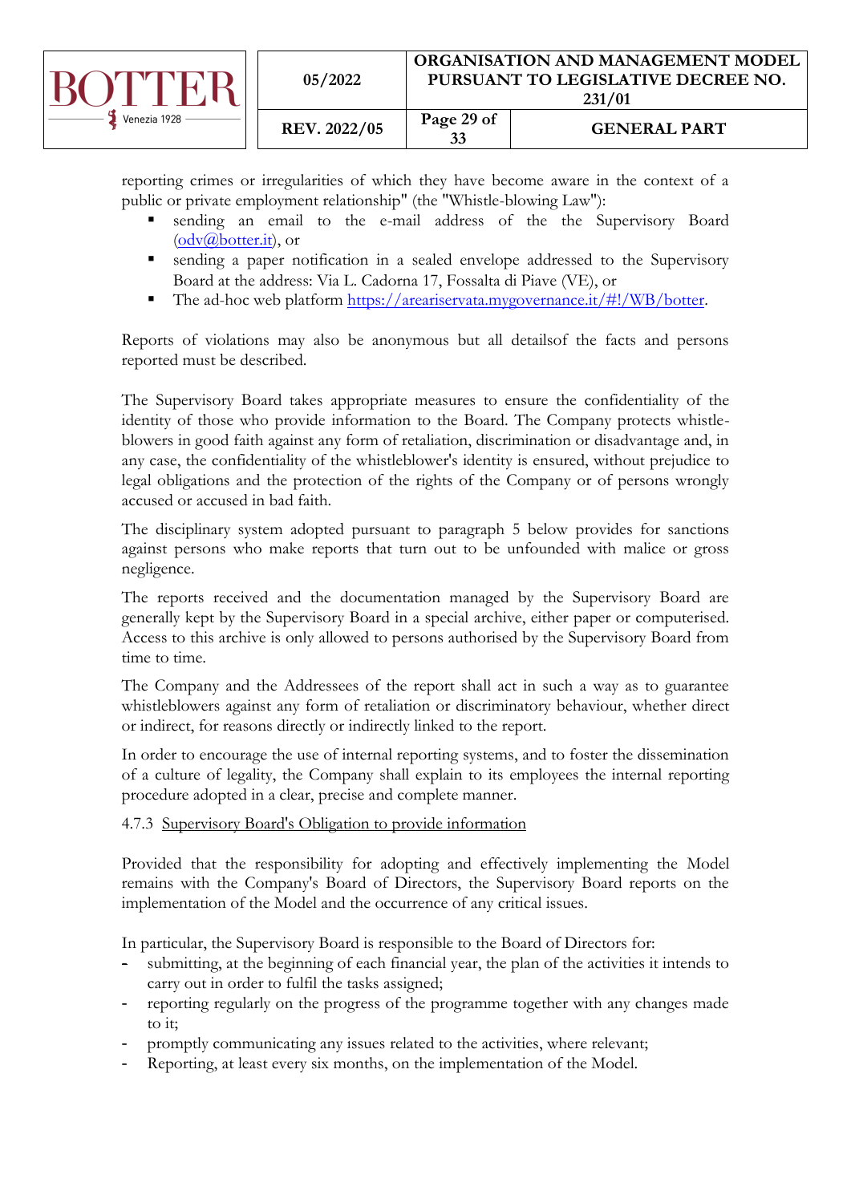reporting crimes or irregularities of which they have become aware in the context of a public or private employment relationship" (the "Whistle-blowing Law"):

- sending an email to the e-mail address of the the Supervisory Board (odv@botter.it), or
- sending a paper notification in a sealed envelope addressed to the Supervisory Board at the address: Via L. Cadorna 17, Fossalta di Piave (VE), or
- The ad-hoc web platform https://areariservata.mygovernance.it/#!/WB/botter.

Reports of violations may also be anonymous but all detailsof the facts and persons reported must be described.

The Supervisory Board takes appropriate measures to ensure the confidentiality of the identity of those who provide information to the Board. The Company protects whistle-blowers in good faith against any form of retaliation, discrimination or disadvantage and, in any case, the confidentiality of the whistleblower's identity is ensured, without prejudice to legal obligations and the protection of the rights of the Company or of persons wrongly accused or accused in bad faith.

The disciplinary system adopted pursuant to paragraph 5 below provides for sanctions against persons who make reports that turn out to be unfounded with malice or gross negligence.

The reports received and the documentation managed by the Supervisory Board are generally kept by the Supervisory Board in a special archive, either paper or computerised. Access to this archive is only allowed to persons authorised by the Supervisory Board from time to time.

The Company and the Addressees of the report shall act in such a way as to guarantee whistleblowers against any form of retaliation or discriminatory behaviour, whether direct or indirect, for reasons directly or indirectly linked to the report.

In order to encourage the use of internal reporting systems, and to foster the dissemination of a culture of legality, the Company shall explain to its employees the internal reporting procedure adopted in a clear, precise and complete manner.

#### 4.7.3 Supervisory Board's Obligation to provide information

Provided that the responsibility for adopting and effectively implementing the Model remains with the Company's Board of Directors, the Supervisory Board reports on the implementation of the Model and the occurrence of any critical issues.

In particular, the Supervisory Board is responsible to the Board of Directors for:

- submitting, at the beginning of each financial year, the plan of the activities it intends to carry out in order to fulfil the tasks assigned;
- reporting regularly on the progress of the programme together with any changes made to it;
- promptly communicating any issues related to the activities, where relevant;
- Reporting, at least every six months, on the implementation of the Model.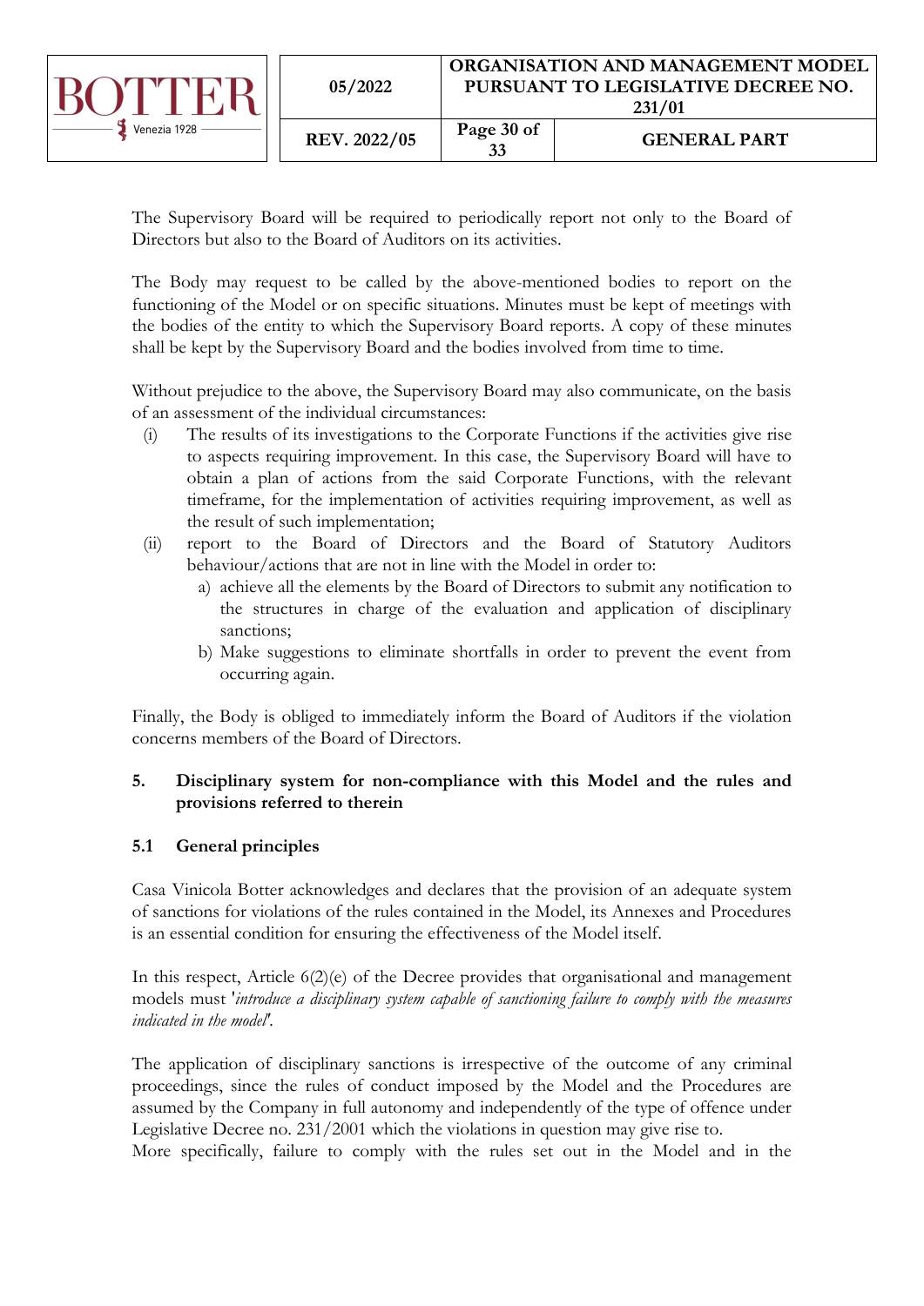The Supervisory Board will be required to periodically report not only to the Board of Directors but also to the Board of Auditors on its activities.

The Body may request to be called by the above-mentioned bodies to report on the functioning of the Model or on specific situations. Minutes must be kept of meetings with the bodies of the entity to which the Supervisory Board reports. A copy of these minutes shall be kept by the Supervisory Board and the bodies involved from time to time.

Without prejudice to the above, the Supervisory Board may also communicate, on the basis of an assessment of the individual circumstances:

(i) The results of its investigations to the Corporate Functions if the activities give rise to aspects requiring improvement. In this case, the Supervisory Board will have to obtain a plan of actions from the said Corporate Functions, with the relevant timeframe, for the implementation of activities requiring improvement, as well as the result of such implementation;

(ii) report to the Board of Directors and the Board of Statutory Auditors behaviour/actions that are not in line with the Model in order to:

   a) achieve all the elements by the Board of Directors to submit any notification to the structures in charge of the evaluation and application of disciplinary sanctions;

   b) Make suggestions to eliminate shortfalls in order to prevent the event from occurring again.

Finally, the Body is obliged to immediately inform the Board of Auditors if the violation concerns members of the Board of Directors.

## 5. Disciplinary system for non-compliance with this Model and the rules and provisions referred to therein

### 5.1 General principles

Casa Vinicola Botter acknowledges and declares that the provision of an adequate system of sanctions for violations of the rules contained in the Model, its Annexes and Procedures is an essential condition for ensuring the effectiveness of the Model itself.

In this respect, Article 6(2)(e) of the Decree provides that organisational and management models must '*introduce a disciplinary system capable of sanctioning failure to comply with the measures indicated in the model*'.

The application of disciplinary sanctions is irrespective of the outcome of any criminal proceedings, since the rules of conduct imposed by the Model and the Procedures are assumed by the Company in full autonomy and independently of the type of offence under Legislative Decree no. 231/2001 which the violations in question may give rise to.

More specifically, failure to comply with the rules set out in the Model and in the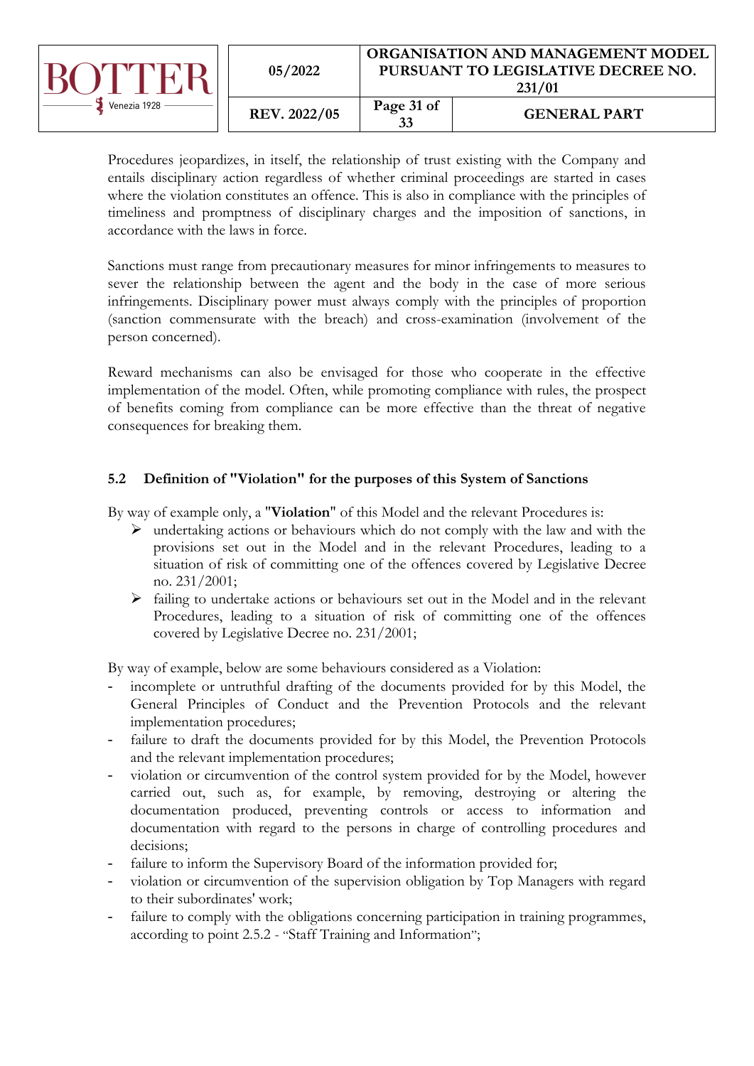Procedures jeopardizes, in itself, the relationship of trust existing with the Company and entails disciplinary action regardless of whether criminal proceedings are started in cases where the violation constitutes an offence. This is also in compliance with the principles of timeliness and promptness of disciplinary charges and the imposition of sanctions, in accordance with the laws in force.

Sanctions must range from precautionary measures for minor infringements to measures to sever the relationship between the agent and the body in the case of more serious infringements. Disciplinary power must always comply with the principles of proportion (sanction commensurate with the breach) and cross-examination (involvement of the person concerned).

Reward mechanisms can also be envisaged for those who cooperate in the effective implementation of the model. Often, while promoting compliance with rules, the prospect of benefits coming from compliance can be more effective than the threat of negative consequences for breaking them.

## 5.2 Definition of "Violation" for the purposes of this System of Sanctions

By way of example only, a "**Violation**" of this Model and the relevant Procedures is:

- undertaking actions or behaviours which do not comply with the law and with the provisions set out in the Model and in the relevant Procedures, leading to a situation of risk of committing one of the offences covered by Legislative Decree no. 231/2001;
- failing to undertake actions or behaviours set out in the Model and in the relevant Procedures, leading to a situation of risk of committing one of the offences covered by Legislative Decree no. 231/2001;

By way of example, below are some behaviours considered as a Violation:

- incomplete or untruthful drafting of the documents provided for by this Model, the General Principles of Conduct and the Prevention Protocols and the relevant implementation procedures;
- failure to draft the documents provided for by this Model, the Prevention Protocols and the relevant implementation procedures;
- violation or circumvention of the control system provided for by the Model, however carried out, such as, for example, by removing, destroying or altering the documentation produced, preventing controls or access to information and documentation with regard to the persons in charge of controlling procedures and decisions;
- failure to inform the Supervisory Board of the information provided for;
- violation or circumvention of the supervision obligation by Top Managers with regard to their subordinates' work;
- failure to comply with the obligations concerning participation in training programmes, according to point 2.5.2 - "Staff Training and Information";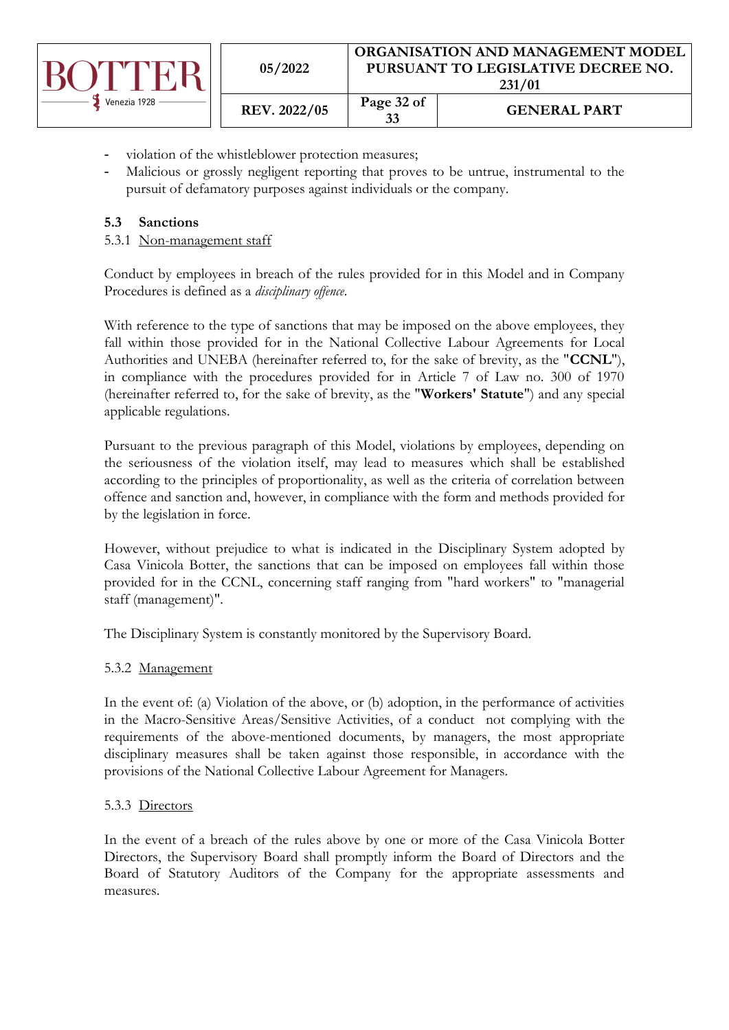- violation of the whistleblower protection measures;
- Malicious or grossly negligent reporting that proves to be untrue, instrumental to the pursuit of defamatory purposes against individuals or the company.

### 5.3 Sanctions

#### 5.3.1 Non-management staff

Conduct by employees in breach of the rules provided for in this Model and in Company Procedures is defined as a *disciplinary offence*.

With reference to the type of sanctions that may be imposed on the above employees, they fall within those provided for in the National Collective Labour Agreements for Local Authorities and UNEBA (hereinafter referred to, for the sake of brevity, as the "**CCNL**"), in compliance with the procedures provided for in Article 7 of Law no. 300 of 1970 (hereinafter referred to, for the sake of brevity, as the "**Workers' Statute**") and any special applicable regulations.

Pursuant to the previous paragraph of this Model, violations by employees, depending on the seriousness of the violation itself, may lead to measures which shall be established according to the principles of proportionality, as well as the criteria of correlation between offence and sanction and, however, in compliance with the form and methods provided for by the legislation in force.

However, without prejudice to what is indicated in the Disciplinary System adopted by Casa Vinicola Botter, the sanctions that can be imposed on employees fall within those provided for in the CCNL, concerning staff ranging from "hard workers" to "managerial staff (management)".

The Disciplinary System is constantly monitored by the Supervisory Board.

#### 5.3.2 Management

In the event of: (a) Violation of the above, or (b) adoption, in the performance of activities in the Macro-Sensitive Areas/Sensitive Activities, of a conduct not complying with the requirements of the above-mentioned documents, by managers, the most appropriate disciplinary measures shall be taken against those responsible, in accordance with the provisions of the National Collective Labour Agreement for Managers.

#### 5.3.3 Directors

In the event of a breach of the rules above by one or more of the Casa Vinicola Botter Directors, the Supervisory Board shall promptly inform the Board of Directors and the Board of Statutory Auditors of the Company for the appropriate assessments and measures.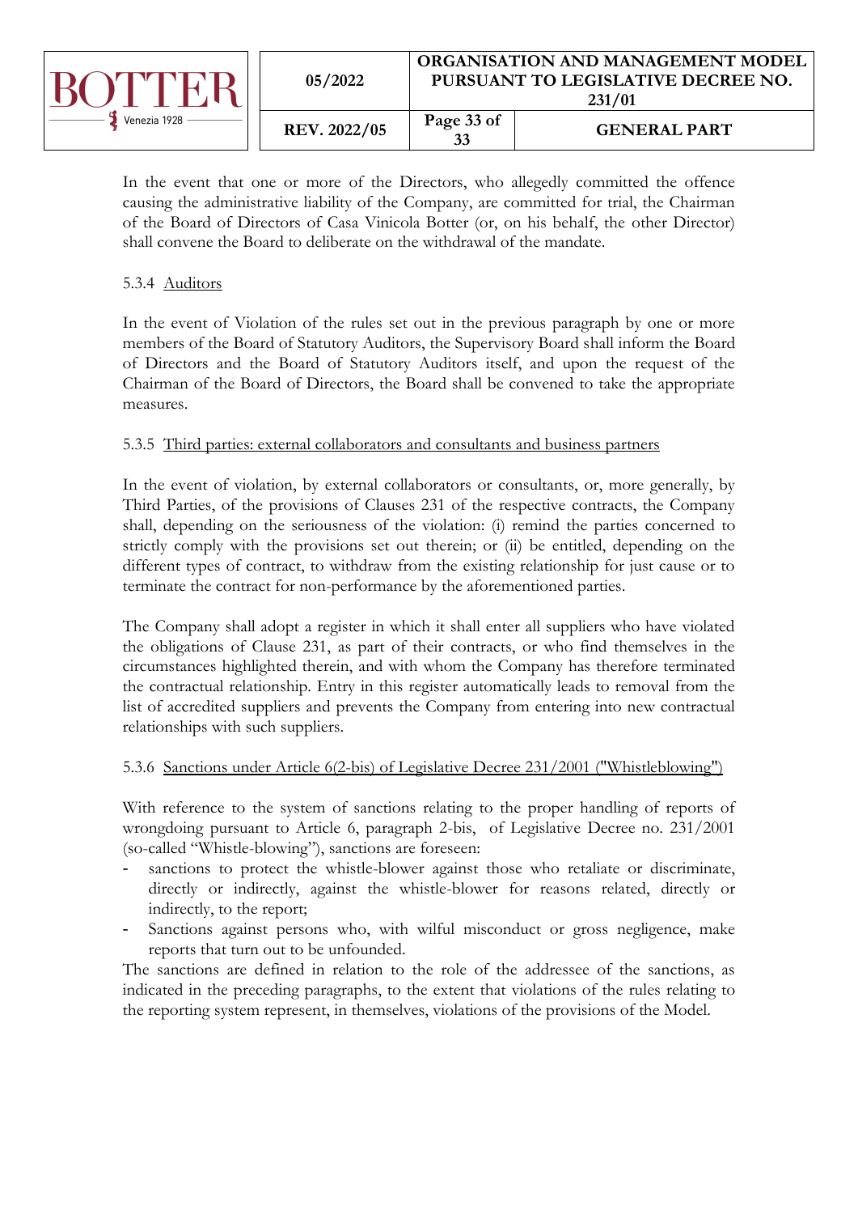In the event that one or more of the Directors, who allegedly committed the offence causing the administrative liability of the Company, are committed for trial, the Chairman of the Board of Directors of Casa Vinicola Botter (or, on his behalf, the other Director) shall convene the Board to deliberate on the withdrawal of the mandate.

#### 5.3.4 Auditors

In the event of Violation of the rules set out in the previous paragraph by one or more members of the Board of Statutory Auditors, the Supervisory Board shall inform the Board of Directors and the Board of Statutory Auditors itself, and upon the request of the Chairman of the Board of Directors, the Board shall be convened to take the appropriate measures.

#### 5.3.5 Third parties: external collaborators and consultants and business partners

In the event of violation, by external collaborators or consultants, or, more generally, by Third Parties, of the provisions of Clauses 231 of the respective contracts, the Company shall, depending on the seriousness of the violation: (i) remind the parties concerned to strictly comply with the provisions set out therein; or (ii) be entitled, depending on the different types of contract, to withdraw from the existing relationship for just cause or to terminate the contract for non-performance by the aforementioned parties.

The Company shall adopt a register in which it shall enter all suppliers who have violated the obligations of Clause 231, as part of their contracts, or who find themselves in the circumstances highlighted therein, and with whom the Company has therefore terminated the contractual relationship. Entry in this register automatically leads to removal from the list of accredited suppliers and prevents the Company from entering into new contractual relationships with such suppliers.

#### 5.3.6 Sanctions under Article 6(2-bis) of Legislative Decree 231/2001 ("Whistleblowing")

With reference to the system of sanctions relating to the proper handling of reports of wrongdoing pursuant to Article 6, paragraph 2-bis, of Legislative Decree no. 231/2001 (so-called "Whistle-blowing"), sanctions are foreseen:

- sanctions to protect the whistle-blower against those who retaliate or discriminate, directly or indirectly, against the whistle-blower for reasons related, directly or indirectly, to the report;
- Sanctions against persons who, with wilful misconduct or gross negligence, make reports that turn out to be unfounded.

The sanctions are defined in relation to the role of the addressee of the sanctions, as indicated in the preceding paragraphs, to the extent that violations of the rules relating to the reporting system represent, in themselves, violations of the provisions of the Model.